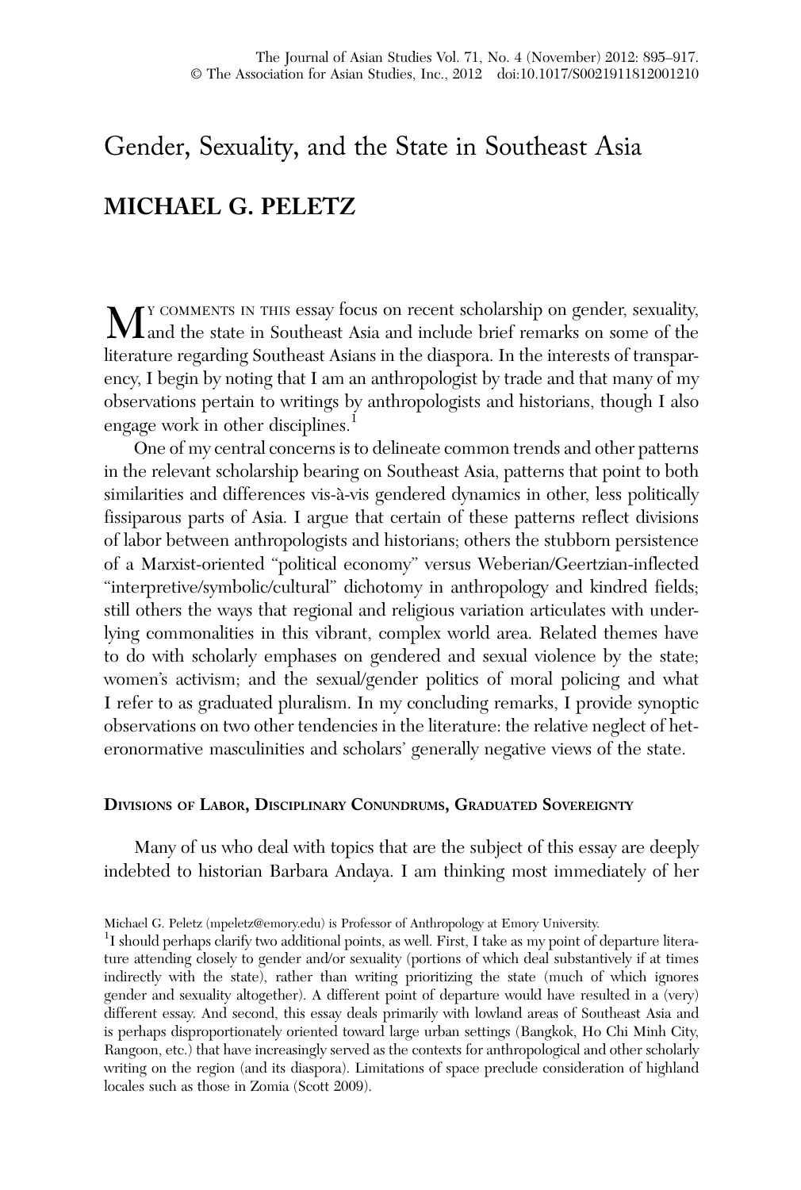# Gender, Sexuality, and the State in Southeast Asia

## MICHAEL G. PELETZ

My comments in this essay focus on recent scholarship on gender, sexuality, and the state in Southeast Asia and include brief remarks on some of the literature regarding Southeast Asians in the diaspora. In the interests of transparency, I begin by noting that I am an anthropologist by trade and that many of my observations pertain to writings by anthropologists and historians, though I also engage work in other disciplines.[1]

One of my central concerns is to delineate common trends and other patterns in the relevant scholarship bearing on Southeast Asia, patterns that point to both similarities and differences vis-à-vis gendered dynamics in other, less politically fissiparous parts of Asia. I argue that certain of these patterns reflect divisions of labor between anthropologists and historians; others the stubborn persistence of a Marxist-oriented "political economy" versus Weberian/Geertzian-inflected "interpretive/symbolic/cultural" dichotomy in anthropology and kindred fields; still others the ways that regional and religious variation articulates with underlying commonalities in this vibrant, complex world area. Related themes have to do with scholarly emphases on gendered and sexual violence by the state; women's activism; and the sexual/gender politics of moral policing and what I refer to as graduated pluralism. In my concluding remarks, I provide synoptic observations on two other tendencies in the literature: the relative neglect of heteronormative masculinities and scholars' generally negative views of the state.

### Divisions of Labor, Disciplinary Conundrums, Graduated Sovereignty

Many of us who deal with topics that are the subject of this essay are deeply indebted to historian Barbara Andaya. I am thinking most immediately of her

Michael G. Peletz (mpeletz@emory.edu) is Professor of Anthropology at Emory University.

[1] I should perhaps clarify two additional points, as well. First, I take as my point of departure literature attending closely to gender and/or sexuality (portions of which deal substantively if at times indirectly with the state), rather than writing prioritizing the state (much of which ignores gender and sexuality altogether). A different point of departure would have resulted in a (very) different essay. And second, this essay deals primarily with lowland areas of Southeast Asia and is perhaps disproportionately oriented toward large urban settings (Bangkok, Ho Chi Minh City, Rangoon, etc.) that have increasingly served as the contexts for anthropological and other scholarly writing on the region (and its diaspora). Limitations of space preclude consideration of highland locales such as those in Zomia (Scott 2009).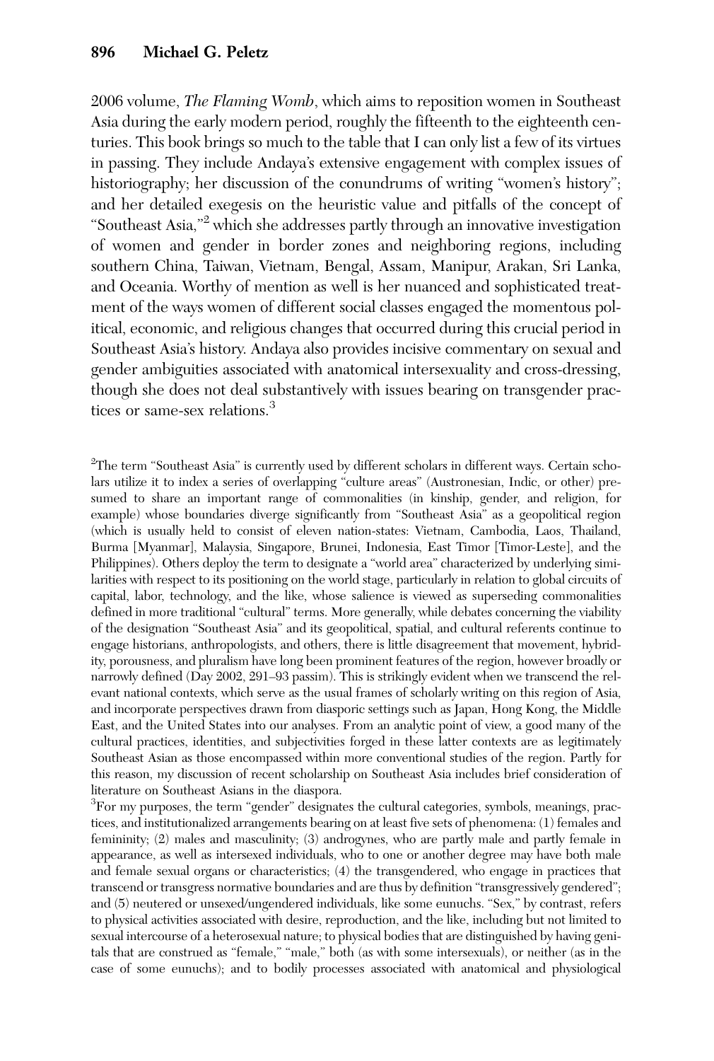2006 volume, *The Flaming Womb*, which aims to reposition women in Southeast Asia during the early modern period, roughly the fifteenth to the eighteenth centuries. This book brings so much to the table that I can only list a few of its virtues in passing. They include Andaya's extensive engagement with complex issues of historiography; her discussion of the conundrums of writing "women's history"; and her detailed exegesis on the heuristic value and pitfalls of the concept of "Southeast Asia,"[2] which she addresses partly through an innovative investigation of women and gender in border zones and neighboring regions, including southern China, Taiwan, Vietnam, Bengal, Assam, Manipur, Arakan, Sri Lanka, and Oceania. Worthy of mention as well is her nuanced and sophisticated treatment of the ways women of different social classes engaged the momentous political, economic, and religious changes that occurred during this crucial period in Southeast Asia's history. Andaya also provides incisive commentary on sexual and gender ambiguities associated with anatomical intersexuality and cross-dressing, though she does not deal substantively with issues bearing on transgender practices or same-sex relations.[3]

[2]The term "Southeast Asia" is currently used by different scholars in different ways. Certain scholars utilize it to index a series of overlapping "culture areas" (Austronesian, Indic, or other) presumed to share an important range of commonalities (in kinship, gender, and religion, for example) whose boundaries diverge significantly from "Southeast Asia" as a geopolitical region (which is usually held to consist of eleven nation-states: Vietnam, Cambodia, Laos, Thailand, Burma [Myanmar], Malaysia, Singapore, Brunei, Indonesia, East Timor [Timor-Leste], and the Philippines). Others deploy the term to designate a "world area" characterized by underlying similarities with respect to its positioning on the world stage, particularly in relation to global circuits of capital, labor, technology, and the like, whose salience is viewed as superseding commonalities defined in more traditional "cultural" terms. More generally, while debates concerning the viability of the designation "Southeast Asia" and its geopolitical, spatial, and cultural referents continue to engage historians, anthropologists, and others, there is little disagreement that movement, hybridity, porousness, and pluralism have long been prominent features of the region, however broadly or narrowly defined (Day 2002, 291–93 passim). This is strikingly evident when we transcend the relevant national contexts, which serve as the usual frames of scholarly writing on this region of Asia, and incorporate perspectives drawn from diasporic settings such as Japan, Hong Kong, the Middle East, and the United States into our analyses. From an analytic point of view, a good many of the cultural practices, identities, and subjectivities forged in these latter contexts are as legitimately Southeast Asian as those encompassed within more conventional studies of the region. Partly for this reason, my discussion of recent scholarship on Southeast Asia includes brief consideration of literature on Southeast Asians in the diaspora.

[3]For my purposes, the term "gender" designates the cultural categories, symbols, meanings, practices, and institutionalized arrangements bearing on at least five sets of phenomena: (1) females and femininity; (2) males and masculinity; (3) androgynes, who are partly male and partly female in appearance, as well as intersexed individuals, who to one or another degree may have both male and female sexual organs or characteristics; (4) the transgendered, who engage in practices that transcend or transgress normative boundaries and are thus by definition "transgressively gendered"; and (5) neutered or unsexed/ungendered individuals, like some eunuchs. "Sex," by contrast, refers to physical activities associated with desire, reproduction, and the like, including but not limited to sexual intercourse of a heterosexual nature; to physical bodies that are distinguished by having genitals that are construed as "female," "male," both (as with some intersexuals), or neither (as in the case of some eunuchs); and to bodily processes associated with anatomical and physiological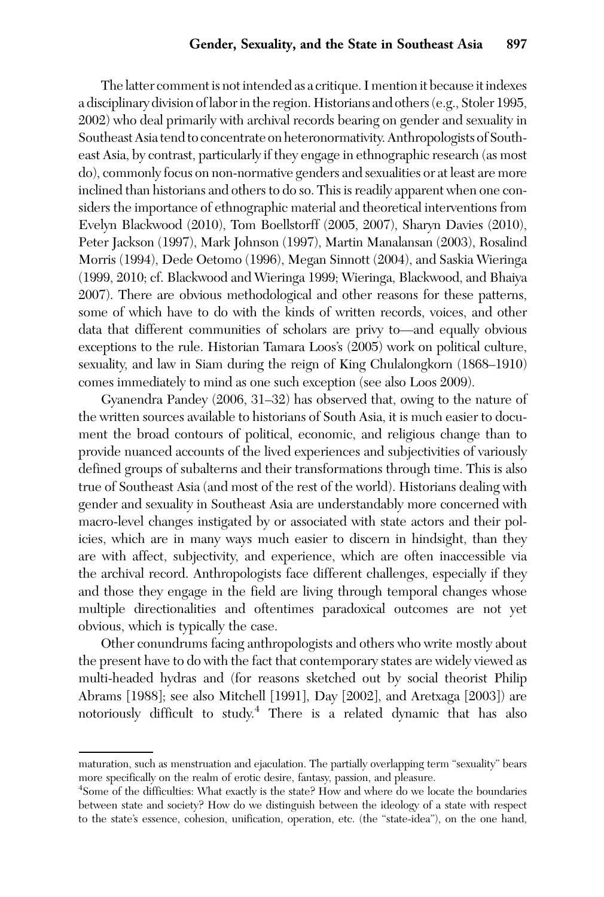The latter comment is not intended as a critique. I mention it because it indexes a disciplinary division of labor in the region. Historians and others (e.g., Stoler 1995, 2002) who deal primarily with archival records bearing on gender and sexuality in Southeast Asia tend to concentrate on heteronormativity. Anthropologists of Southeast Asia, by contrast, particularly if they engage in ethnographic research (as most do), commonly focus on non-normative genders and sexualities or at least are more inclined than historians and others to do so. This is readily apparent when one considers the importance of ethnographic material and theoretical interventions from Evelyn Blackwood (2010), Tom Boellstorff (2005, 2007), Sharyn Davies (2010), Peter Jackson (1997), Mark Johnson (1997), Martin Manalansan (2003), Rosalind Morris (1994), Dede Oetomo (1996), Megan Sinnott (2004), and Saskia Wieringa (1999, 2010; cf. Blackwood and Wieringa 1999; Wieringa, Blackwood, and Bhaiya 2007). There are obvious methodological and other reasons for these patterns, some of which have to do with the kinds of written records, voices, and other data that different communities of scholars are privy to—and equally obvious exceptions to the rule. Historian Tamara Loos's (2005) work on political culture, sexuality, and law in Siam during the reign of King Chulalongkorn (1868–1910) comes immediately to mind as one such exception (see also Loos 2009).

Gyanendra Pandey (2006, 31–32) has observed that, owing to the nature of the written sources available to historians of South Asia, it is much easier to document the broad contours of political, economic, and religious change than to provide nuanced accounts of the lived experiences and subjectivities of variously defined groups of subalterns and their transformations through time. This is also true of Southeast Asia (and most of the rest of the world). Historians dealing with gender and sexuality in Southeast Asia are understandably more concerned with macro-level changes instigated by or associated with state actors and their policies, which are in many ways much easier to discern in hindsight, than they are with affect, subjectivity, and experience, which are often inaccessible via the archival record. Anthropologists face different challenges, especially if they and those they engage in the field are living through temporal changes whose multiple directionalities and oftentimes paradoxical outcomes are not yet obvious, which is typically the case.

Other conundrums facing anthropologists and others who write mostly about the present have to do with the fact that contemporary states are widely viewed as multi-headed hydras and (for reasons sketched out by social theorist Philip Abrams [1988]; see also Mitchell [1991], Day [2002], and Aretxaga [2003]) are notoriously difficult to study.[4] There is a related dynamic that has also

---

maturation, such as menstruation and ejaculation. The partially overlapping term "sexuality" bears more specifically on the realm of erotic desire, fantasy, passion, and pleasure.

[4]Some of the difficulties: What exactly is the state? How and where do we locate the boundaries between state and society? How do we distinguish between the ideology of a state with respect to the state's essence, cohesion, unification, operation, etc. (the "state-idea"), on the one hand,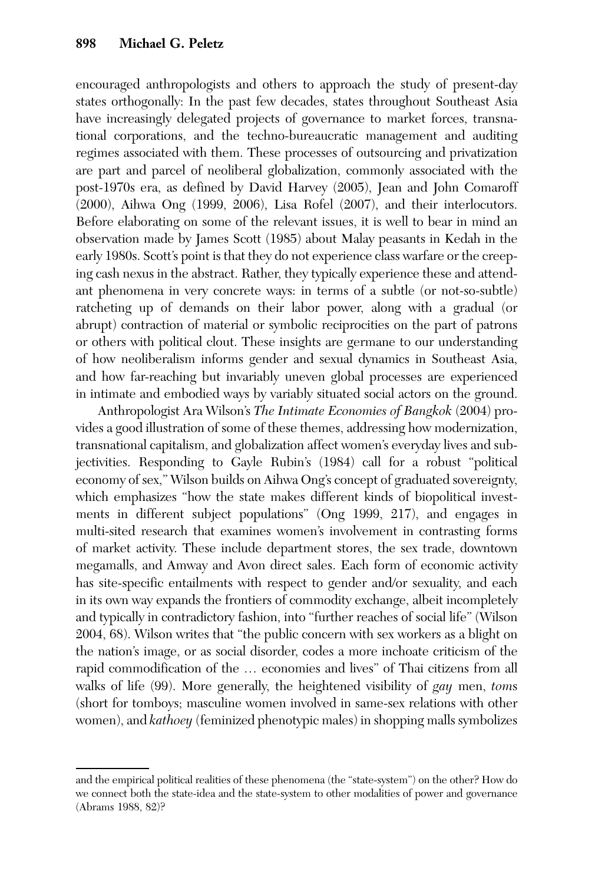encouraged anthropologists and others to approach the study of present-day states orthogonally: In the past few decades, states throughout Southeast Asia have increasingly delegated projects of governance to market forces, transnational corporations, and the techno-bureaucratic management and auditing regimes associated with them. These processes of outsourcing and privatization are part and parcel of neoliberal globalization, commonly associated with the post-1970s era, as defined by David Harvey (2005), Jean and John Comaroff (2000), Aihwa Ong (1999, 2006), Lisa Rofel (2007), and their interlocutors. Before elaborating on some of the relevant issues, it is well to bear in mind an observation made by James Scott (1985) about Malay peasants in Kedah in the early 1980s. Scott's point is that they do not experience class warfare or the creeping cash nexus in the abstract. Rather, they typically experience these and attendant phenomena in very concrete ways: in terms of a subtle (or not-so-subtle) ratcheting up of demands on their labor power, along with a gradual (or abrupt) contraction of material or symbolic reciprocities on the part of patrons or others with political clout. These insights are germane to our understanding of how neoliberalism informs gender and sexual dynamics in Southeast Asia, and how far-reaching but invariably uneven global processes are experienced in intimate and embodied ways by variably situated social actors on the ground.

Anthropologist Ara Wilson's *The Intimate Economies of Bangkok* (2004) provides a good illustration of some of these themes, addressing how modernization, transnational capitalism, and globalization affect women's everyday lives and subjectivities. Responding to Gayle Rubin's (1984) call for a robust "political economy of sex," Wilson builds on Aihwa Ong's concept of graduated sovereignty, which emphasizes "how the state makes different kinds of biopolitical investments in different subject populations" (Ong 1999, 217), and engages in multi-sited research that examines women's involvement in contrasting forms of market activity. These include department stores, the sex trade, downtown megamalls, and Amway and Avon direct sales. Each form of economic activity has site-specific entailments with respect to gender and/or sexuality, and each in its own way expands the frontiers of commodity exchange, albeit incompletely and typically in contradictory fashion, into "further reaches of social life" (Wilson 2004, 68). Wilson writes that "the public concern with sex workers as a blight on the nation's image, or as social disorder, codes a more inchoate criticism of the rapid commodification of the … economies and lives" of Thai citizens from all walks of life (99). More generally, the heightened visibility of *gay* men, *tom*s (short for tomboys; masculine women involved in same-sex relations with other women), and *kathoey* (feminized phenotypic males) in shopping malls symbolizes

---

and the empirical political realities of these phenomena (the "state-system") on the other? How do we connect both the state-idea and the state-system to other modalities of power and governance (Abrams 1988, 82)?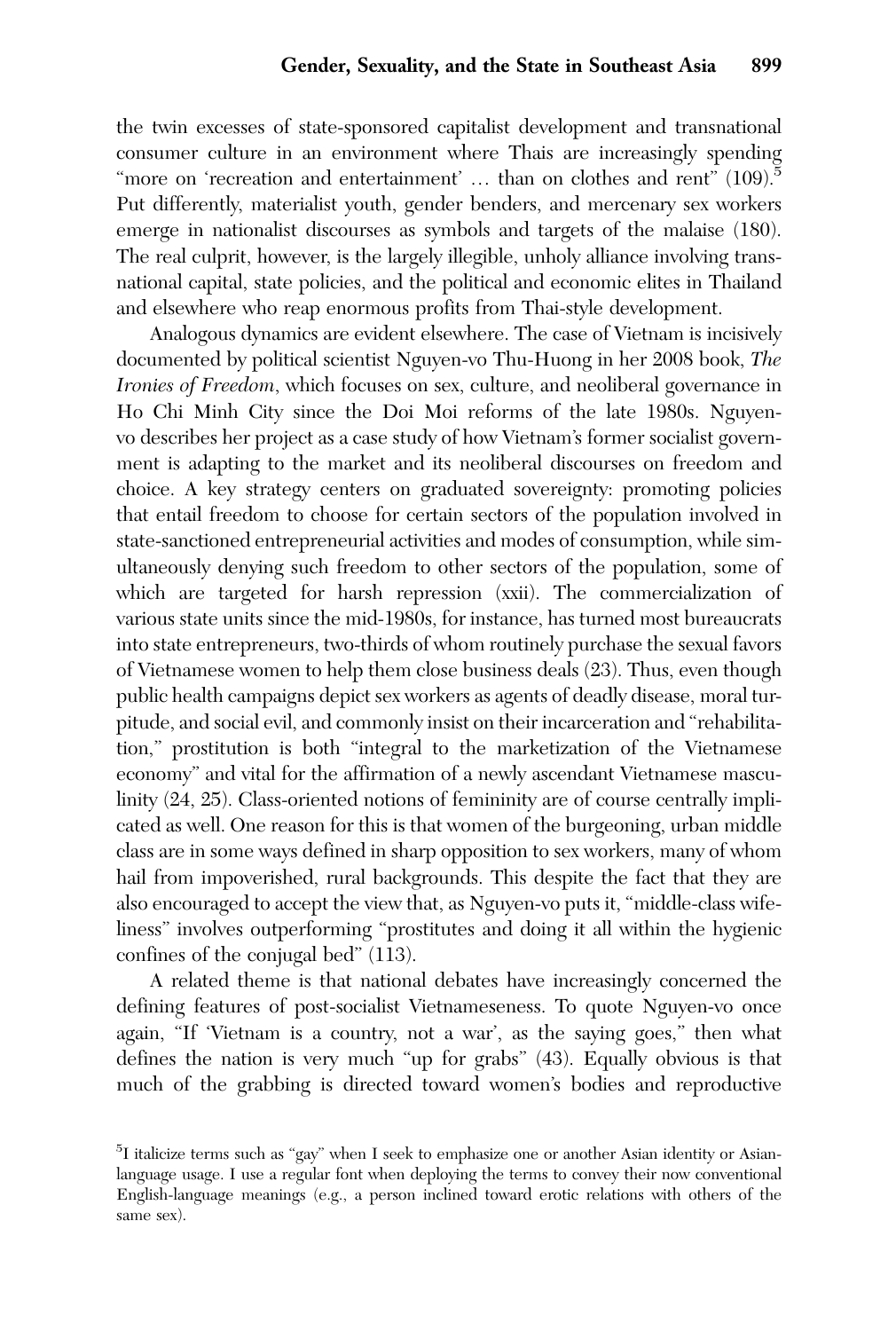the twin excesses of state-sponsored capitalist development and transnational consumer culture in an environment where Thais are increasingly spending "more on 'recreation and entertainment' … than on clothes and rent" (109).[5] Put differently, materialist youth, gender benders, and mercenary sex workers emerge in nationalist discourses as symbols and targets of the malaise (180). The real culprit, however, is the largely illegible, unholy alliance involving transnational capital, state policies, and the political and economic elites in Thailand and elsewhere who reap enormous profits from Thai-style development.

Analogous dynamics are evident elsewhere. The case of Vietnam is incisively documented by political scientist Nguyen-vo Thu-Huong in her 2008 book, *The Ironies of Freedom*, which focuses on sex, culture, and neoliberal governance in Ho Chi Minh City since the Doi Moi reforms of the late 1980s. Nguyen-vo describes her project as a case study of how Vietnam's former socialist government is adapting to the market and its neoliberal discourses on freedom and choice. A key strategy centers on graduated sovereignty: promoting policies that entail freedom to choose for certain sectors of the population involved in state-sanctioned entrepreneurial activities and modes of consumption, while simultaneously denying such freedom to other sectors of the population, some of which are targeted for harsh repression (xxii). The commercialization of various state units since the mid-1980s, for instance, has turned most bureaucrats into state entrepreneurs, two-thirds of whom routinely purchase the sexual favors of Vietnamese women to help them close business deals (23). Thus, even though public health campaigns depict sex workers as agents of deadly disease, moral turpitude, and social evil, and commonly insist on their incarceration and "rehabilitation," prostitution is both "integral to the marketization of the Vietnamese economy" and vital for the affirmation of a newly ascendant Vietnamese masculinity (24, 25). Class-oriented notions of femininity are of course centrally implicated as well. One reason for this is that women of the burgeoning, urban middle class are in some ways defined in sharp opposition to sex workers, many of whom hail from impoverished, rural backgrounds. This despite the fact that they are also encouraged to accept the view that, as Nguyen-vo puts it, "middle-class wifeliness" involves outperforming "prostitutes and doing it all within the hygienic confines of the conjugal bed" (113).

A related theme is that national debates have increasingly concerned the defining features of post-socialist Vietnameseness. To quote Nguyen-vo once again, "If 'Vietnam is a country, not a war', as the saying goes," then what defines the nation is very much "up for grabs" (43). Equally obvious is that much of the grabbing is directed toward women's bodies and reproductive

[5] I italicize terms such as "gay" when I seek to emphasize one or another Asian identity or Asian-language usage. I use a regular font when deploying the terms to convey their now conventional English-language meanings (e.g., a person inclined toward erotic relations with others of the same sex).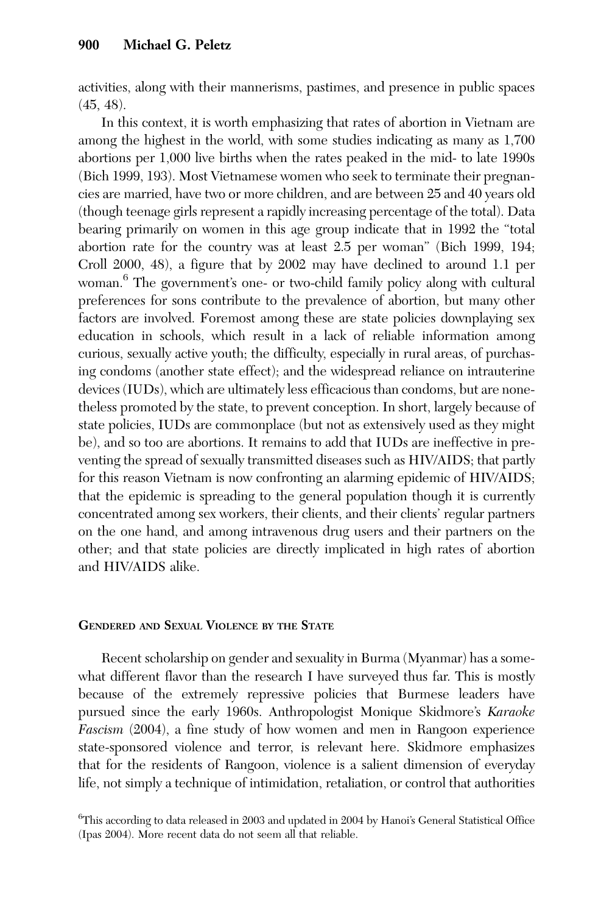activities, along with their mannerisms, pastimes, and presence in public spaces (45, 48).

In this context, it is worth emphasizing that rates of abortion in Vietnam are among the highest in the world, with some studies indicating as many as 1,700 abortions per 1,000 live births when the rates peaked in the mid- to late 1990s (Bich 1999, 193). Most Vietnamese women who seek to terminate their pregnancies are married, have two or more children, and are between 25 and 40 years old (though teenage girls represent a rapidly increasing percentage of the total). Data bearing primarily on women in this age group indicate that in 1992 the "total abortion rate for the country was at least 2.5 per woman" (Bich 1999, 194; Croll 2000, 48), a figure that by 2002 may have declined to around 1.1 per woman.[6] The government's one- or two-child family policy along with cultural preferences for sons contribute to the prevalence of abortion, but many other factors are involved. Foremost among these are state policies downplaying sex education in schools, which result in a lack of reliable information among curious, sexually active youth; the difficulty, especially in rural areas, of purchasing condoms (another state effect); and the widespread reliance on intrauterine devices (IUDs), which are ultimately less efficacious than condoms, but are nonetheless promoted by the state, to prevent conception. In short, largely because of state policies, IUDs are commonplace (but not as extensively used as they might be), and so too are abortions. It remains to add that IUDs are ineffective in preventing the spread of sexually transmitted diseases such as HIV/AIDS; that partly for this reason Vietnam is now confronting an alarming epidemic of HIV/AIDS; that the epidemic is spreading to the general population though it is currently concentrated among sex workers, their clients, and their clients' regular partners on the one hand, and among intravenous drug users and their partners on the other; and that state policies are directly implicated in high rates of abortion and HIV/AIDS alike.

## Gendered and Sexual Violence by the State

Recent scholarship on gender and sexuality in Burma (Myanmar) has a somewhat different flavor than the research I have surveyed thus far. This is mostly because of the extremely repressive policies that Burmese leaders have pursued since the early 1960s. Anthropologist Monique Skidmore's *Karaoke Fascism* (2004), a fine study of how women and men in Rangoon experience state-sponsored violence and terror, is relevant here. Skidmore emphasizes that for the residents of Rangoon, violence is a salient dimension of everyday life, not simply a technique of intimidation, retaliation, or control that authorities

[6] This according to data released in 2003 and updated in 2004 by Hanoi's General Statistical Office (Ipas 2004). More recent data do not seem all that reliable.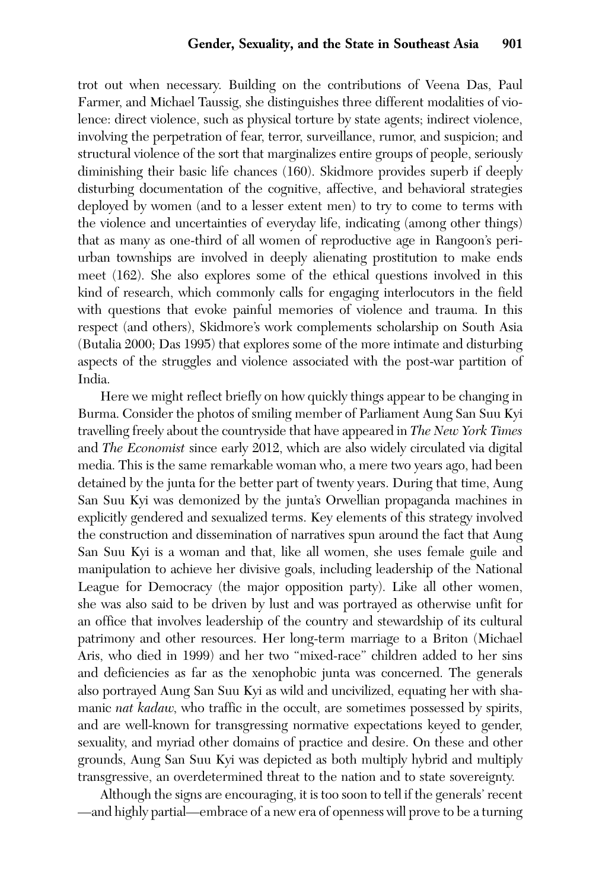trot out when necessary. Building on the contributions of Veena Das, Paul Farmer, and Michael Taussig, she distinguishes three different modalities of violence: direct violence, such as physical torture by state agents; indirect violence, involving the perpetration of fear, terror, surveillance, rumor, and suspicion; and structural violence of the sort that marginalizes entire groups of people, seriously diminishing their basic life chances (160). Skidmore provides superb if deeply disturbing documentation of the cognitive, affective, and behavioral strategies deployed by women (and to a lesser extent men) to try to come to terms with the violence and uncertainties of everyday life, indicating (among other things) that as many as one-third of all women of reproductive age in Rangoon's peri-urban townships are involved in deeply alienating prostitution to make ends meet (162). She also explores some of the ethical questions involved in this kind of research, which commonly calls for engaging interlocutors in the field with questions that evoke painful memories of violence and trauma. In this respect (and others), Skidmore's work complements scholarship on South Asia (Butalia 2000; Das 1995) that explores some of the more intimate and disturbing aspects of the struggles and violence associated with the post-war partition of India.

Here we might reflect briefly on how quickly things appear to be changing in Burma. Consider the photos of smiling member of Parliament Aung San Suu Kyi travelling freely about the countryside that have appeared in *The New York Times* and *The Economist* since early 2012, which are also widely circulated via digital media. This is the same remarkable woman who, a mere two years ago, had been detained by the junta for the better part of twenty years. During that time, Aung San Suu Kyi was demonized by the junta's Orwellian propaganda machines in explicitly gendered and sexualized terms. Key elements of this strategy involved the construction and dissemination of narratives spun around the fact that Aung San Suu Kyi is a woman and that, like all women, she uses female guile and manipulation to achieve her divisive goals, including leadership of the National League for Democracy (the major opposition party). Like all other women, she was also said to be driven by lust and was portrayed as otherwise unfit for an office that involves leadership of the country and stewardship of its cultural patrimony and other resources. Her long-term marriage to a Briton (Michael Aris, who died in 1999) and her two "mixed-race" children added to her sins and deficiencies as far as the xenophobic junta was concerned. The generals also portrayed Aung San Suu Kyi as wild and uncivilized, equating her with shamanic *nat kadaw*, who traffic in the occult, are sometimes possessed by spirits, and are well-known for transgressing normative expectations keyed to gender, sexuality, and myriad other domains of practice and desire. On these and other grounds, Aung San Suu Kyi was depicted as both multiply hybrid and multiply transgressive, an overdetermined threat to the nation and to state sovereignty.

Although the signs are encouraging, it is too soon to tell if the generals' recent —and highly partial—embrace of a new era of openness will prove to be a turning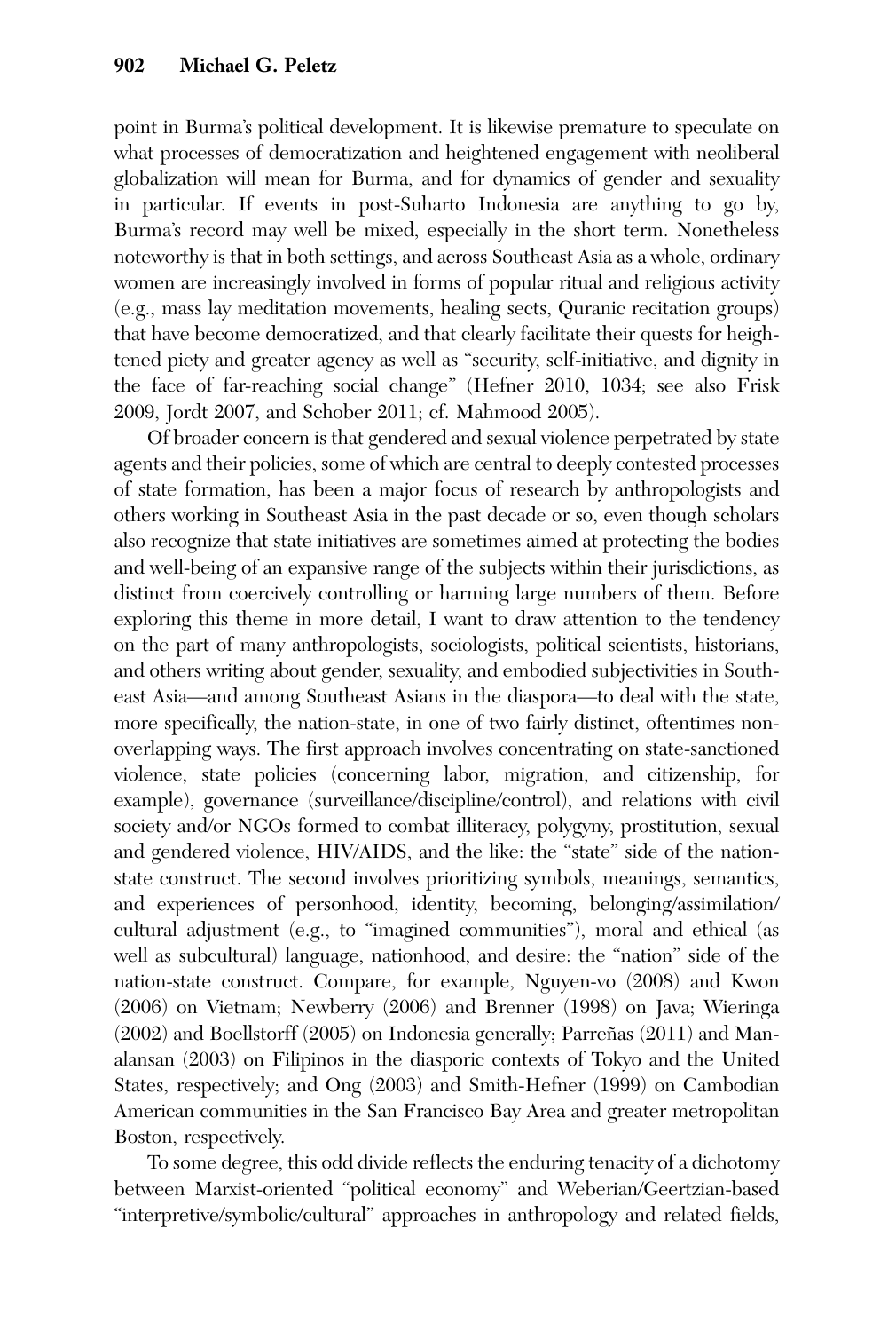point in Burma's political development. It is likewise premature to speculate on what processes of democratization and heightened engagement with neoliberal globalization will mean for Burma, and for dynamics of gender and sexuality in particular. If events in post-Suharto Indonesia are anything to go by, Burma's record may well be mixed, especially in the short term. Nonetheless noteworthy is that in both settings, and across Southeast Asia as a whole, ordinary women are increasingly involved in forms of popular ritual and religious activity (e.g., mass lay meditation movements, healing sects, Quranic recitation groups) that have become democratized, and that clearly facilitate their quests for heightened piety and greater agency as well as "security, self-initiative, and dignity in the face of far-reaching social change" (Hefner 2010, 1034; see also Frisk 2009, Jordt 2007, and Schober 2011; cf. Mahmood 2005).

Of broader concern is that gendered and sexual violence perpetrated by state agents and their policies, some of which are central to deeply contested processes of state formation, has been a major focus of research by anthropologists and others working in Southeast Asia in the past decade or so, even though scholars also recognize that state initiatives are sometimes aimed at protecting the bodies and well-being of an expansive range of the subjects within their jurisdictions, as distinct from coercively controlling or harming large numbers of them. Before exploring this theme in more detail, I want to draw attention to the tendency on the part of many anthropologists, sociologists, political scientists, historians, and others writing about gender, sexuality, and embodied subjectivities in Southeast Asia—and among Southeast Asians in the diaspora—to deal with the state, more specifically, the nation-state, in one of two fairly distinct, oftentimes non-overlapping ways. The first approach involves concentrating on state-sanctioned violence, state policies (concerning labor, migration, and citizenship, for example), governance (surveillance/discipline/control), and relations with civil society and/or NGOs formed to combat illiteracy, polygyny, prostitution, sexual and gendered violence, HIV/AIDS, and the like: the "state" side of the nation-state construct. The second involves prioritizing symbols, meanings, semantics, and experiences of personhood, identity, becoming, belonging/assimilation/cultural adjustment (e.g., to "imagined communities"), moral and ethical (as well as subcultural) language, nationhood, and desire: the "nation" side of the nation-state construct. Compare, for example, Nguyen-vo (2008) and Kwon (2006) on Vietnam; Newberry (2006) and Brenner (1998) on Java; Wieringa (2002) and Boellstorff (2005) on Indonesia generally; Parreñas (2011) and Manalansan (2003) on Filipinos in the diasporic contexts of Tokyo and the United States, respectively; and Ong (2003) and Smith-Hefner (1999) on Cambodian American communities in the San Francisco Bay Area and greater metropolitan Boston, respectively.

To some degree, this odd divide reflects the enduring tenacity of a dichotomy between Marxist-oriented "political economy" and Weberian/Geertzian-based "interpretive/symbolic/cultural" approaches in anthropology and related fields,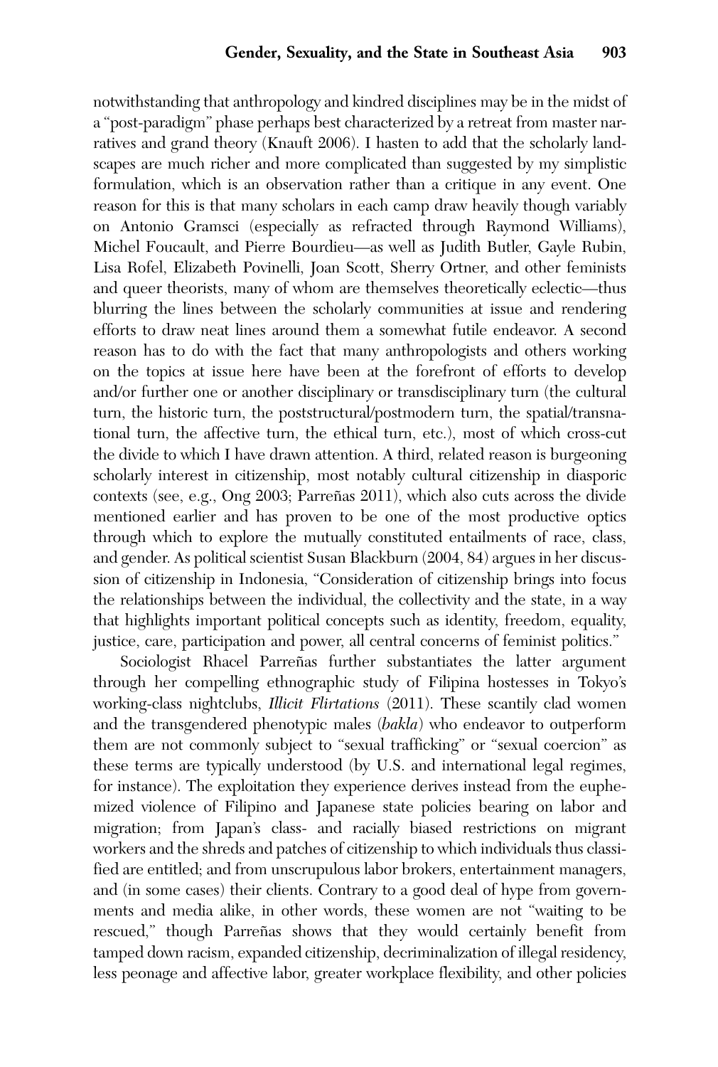notwithstanding that anthropology and kindred disciplines may be in the midst of a "post-paradigm" phase perhaps best characterized by a retreat from master narratives and grand theory (Knauft 2006). I hasten to add that the scholarly landscapes are much richer and more complicated than suggested by my simplistic formulation, which is an observation rather than a critique in any event. One reason for this is that many scholars in each camp draw heavily though variably on Antonio Gramsci (especially as refracted through Raymond Williams), Michel Foucault, and Pierre Bourdieu—as well as Judith Butler, Gayle Rubin, Lisa Rofel, Elizabeth Povinelli, Joan Scott, Sherry Ortner, and other feminists and queer theorists, many of whom are themselves theoretically eclectic—thus blurring the lines between the scholarly communities at issue and rendering efforts to draw neat lines around them a somewhat futile endeavor. A second reason has to do with the fact that many anthropologists and others working on the topics at issue here have been at the forefront of efforts to develop and/or further one or another disciplinary or transdisciplinary turn (the cultural turn, the historic turn, the poststructural/postmodern turn, the spatial/transnational turn, the affective turn, the ethical turn, etc.), most of which cross-cut the divide to which I have drawn attention. A third, related reason is burgeoning scholarly interest in citizenship, most notably cultural citizenship in diasporic contexts (see, e.g., Ong 2003; Parreñas 2011), which also cuts across the divide mentioned earlier and has proven to be one of the most productive optics through which to explore the mutually constituted entailments of race, class, and gender. As political scientist Susan Blackburn (2004, 84) argues in her discussion of citizenship in Indonesia, "Consideration of citizenship brings into focus the relationships between the individual, the collectivity and the state, in a way that highlights important political concepts such as identity, freedom, equality, justice, care, participation and power, all central concerns of feminist politics."

Sociologist Rhacel Parreñas further substantiates the latter argument through her compelling ethnographic study of Filipina hostesses in Tokyo's working-class nightclubs, *Illicit Flirtations* (2011). These scantily clad women and the transgendered phenotypic males (*bakla*) who endeavor to outperform them are not commonly subject to "sexual trafficking" or "sexual coercion" as these terms are typically understood (by U.S. and international legal regimes, for instance). The exploitation they experience derives instead from the euphemized violence of Filipino and Japanese state policies bearing on labor and migration; from Japan's class- and racially biased restrictions on migrant workers and the shreds and patches of citizenship to which individuals thus classified are entitled; and from unscrupulous labor brokers, entertainment managers, and (in some cases) their clients. Contrary to a good deal of hype from governments and media alike, in other words, these women are not "waiting to be rescued," though Parreñas shows that they would certainly benefit from tamped down racism, expanded citizenship, decriminalization of illegal residency, less peonage and affective labor, greater workplace flexibility, and other policies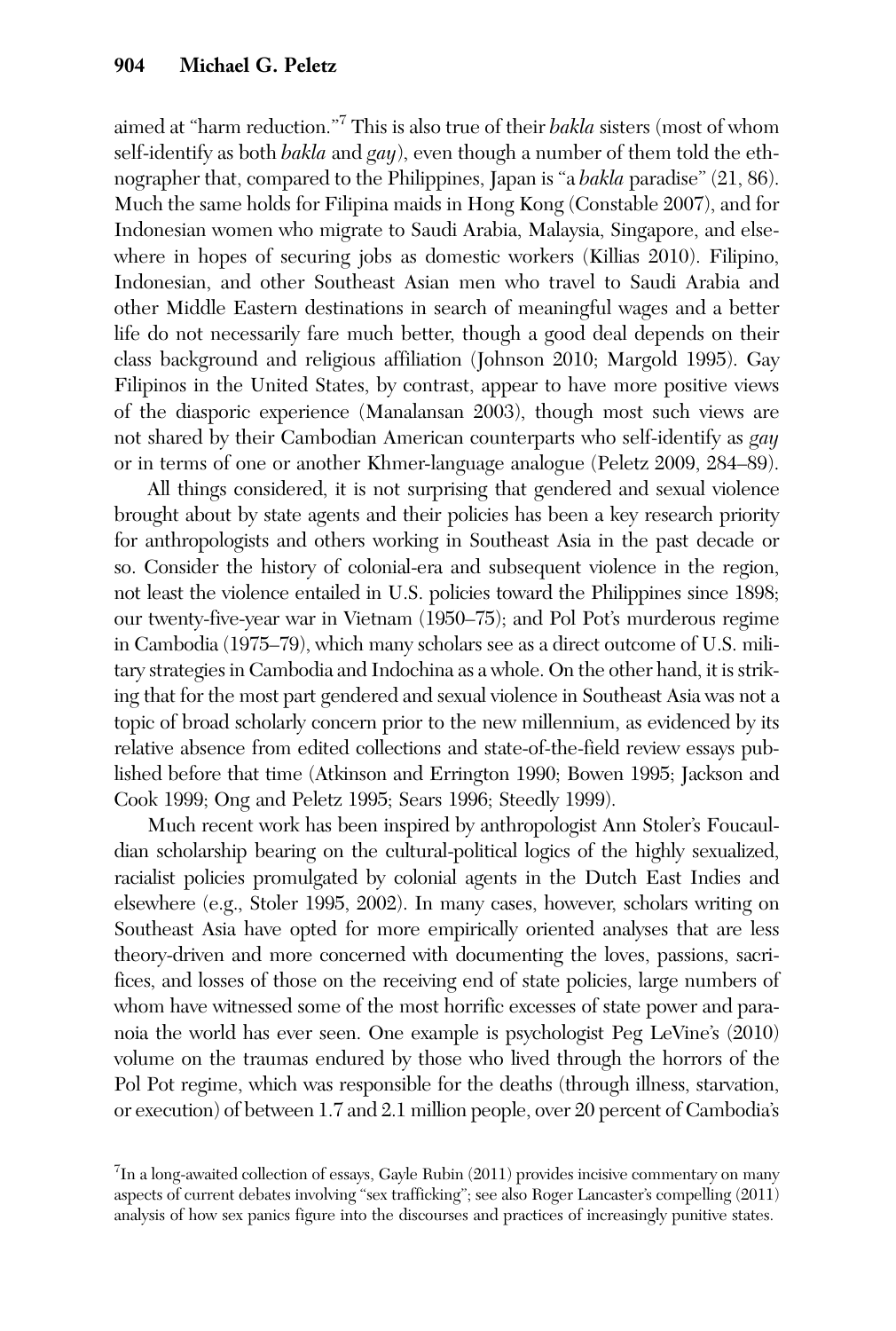aimed at "harm reduction."[7] This is also true of their *bakla* sisters (most of whom self-identify as both *bakla* and *gay*), even though a number of them told the ethnographer that, compared to the Philippines, Japan is "a *bakla* paradise" (21, 86). Much the same holds for Filipina maids in Hong Kong (Constable 2007), and for Indonesian women who migrate to Saudi Arabia, Malaysia, Singapore, and elsewhere in hopes of securing jobs as domestic workers (Killias 2010). Filipino, Indonesian, and other Southeast Asian men who travel to Saudi Arabia and other Middle Eastern destinations in search of meaningful wages and a better life do not necessarily fare much better, though a good deal depends on their class background and religious affiliation (Johnson 2010; Margold 1995). Gay Filipinos in the United States, by contrast, appear to have more positive views of the diasporic experience (Manalansan 2003), though most such views are not shared by their Cambodian American counterparts who self-identify as *gay* or in terms of one or another Khmer-language analogue (Peletz 2009, 284–89).

All things considered, it is not surprising that gendered and sexual violence brought about by state agents and their policies has been a key research priority for anthropologists and others working in Southeast Asia in the past decade or so. Consider the history of colonial-era and subsequent violence in the region, not least the violence entailed in U.S. policies toward the Philippines since 1898; our twenty-five-year war in Vietnam (1950–75); and Pol Pot's murderous regime in Cambodia (1975–79), which many scholars see as a direct outcome of U.S. military strategies in Cambodia and Indochina as a whole. On the other hand, it is striking that for the most part gendered and sexual violence in Southeast Asia was not a topic of broad scholarly concern prior to the new millennium, as evidenced by its relative absence from edited collections and state-of-the-field review essays published before that time (Atkinson and Errington 1990; Bowen 1995; Jackson and Cook 1999; Ong and Peletz 1995; Sears 1996; Steedly 1999).

Much recent work has been inspired by anthropologist Ann Stoler's Foucauldian scholarship bearing on the cultural-political logics of the highly sexualized, racialist policies promulgated by colonial agents in the Dutch East Indies and elsewhere (e.g., Stoler 1995, 2002). In many cases, however, scholars writing on Southeast Asia have opted for more empirically oriented analyses that are less theory-driven and more concerned with documenting the loves, passions, sacrifices, and losses of those on the receiving end of state policies, large numbers of whom have witnessed some of the most horrific excesses of state power and paranoia the world has ever seen. One example is psychologist Peg LeVine's (2010) volume on the traumas endured by those who lived through the horrors of the Pol Pot regime, which was responsible for the deaths (through illness, starvation, or execution) of between 1.7 and 2.1 million people, over 20 percent of Cambodia's

[7]In a long-awaited collection of essays, Gayle Rubin (2011) provides incisive commentary on many aspects of current debates involving "sex trafficking"; see also Roger Lancaster's compelling (2011) analysis of how sex panics figure into the discourses and practices of increasingly punitive states.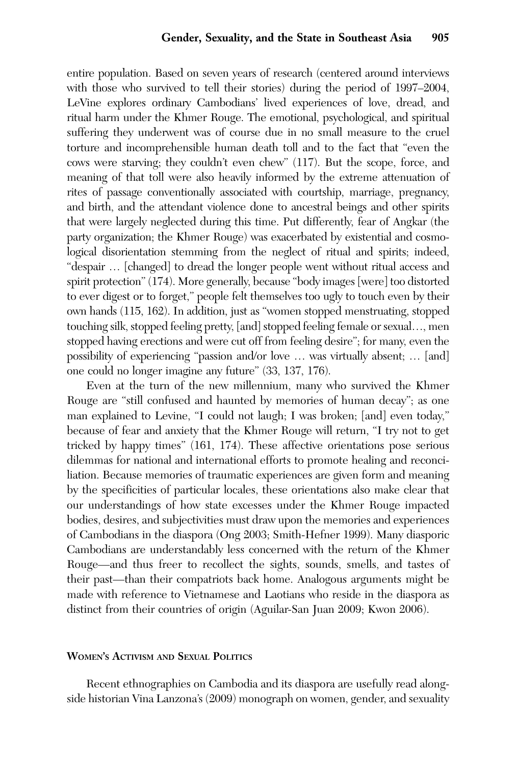entire population. Based on seven years of research (centered around interviews with those who survived to tell their stories) during the period of 1997–2004, LeVine explores ordinary Cambodians' lived experiences of love, dread, and ritual harm under the Khmer Rouge. The emotional, psychological, and spiritual suffering they underwent was of course due in no small measure to the cruel torture and incomprehensible human death toll and to the fact that "even the cows were starving; they couldn't even chew" (117). But the scope, force, and meaning of that toll were also heavily informed by the extreme attenuation of rites of passage conventionally associated with courtship, marriage, pregnancy, and birth, and the attendant violence done to ancestral beings and other spirits that were largely neglected during this time. Put differently, fear of Angkar (the party organization; the Khmer Rouge) was exacerbated by existential and cosmological disorientation stemming from the neglect of ritual and spirits; indeed, "despair … [changed] to dread the longer people went without ritual access and spirit protection" (174). More generally, because "body images [were] too distorted to ever digest or to forget," people felt themselves too ugly to touch even by their own hands (115, 162). In addition, just as "women stopped menstruating, stopped touching silk, stopped feeling pretty, [and] stopped feeling female or sexual…, men stopped having erections and were cut off from feeling desire"; for many, even the possibility of experiencing "passion and/or love … was virtually absent; … [and] one could no longer imagine any future" (33, 137, 176).

Even at the turn of the new millennium, many who survived the Khmer Rouge are "still confused and haunted by memories of human decay"; as one man explained to Levine, "I could not laugh; I was broken; [and] even today," because of fear and anxiety that the Khmer Rouge will return, "I try not to get tricked by happy times" (161, 174). These affective orientations pose serious dilemmas for national and international efforts to promote healing and reconciliation. Because memories of traumatic experiences are given form and meaning by the specificities of particular locales, these orientations also make clear that our understandings of how state excesses under the Khmer Rouge impacted bodies, desires, and subjectivities must draw upon the memories and experiences of Cambodians in the diaspora (Ong 2003; Smith-Hefner 1999). Many diasporic Cambodians are understandably less concerned with the return of the Khmer Rouge—and thus freer to recollect the sights, sounds, smells, and tastes of their past—than their compatriots back home. Analogous arguments might be made with reference to Vietnamese and Laotians who reside in the diaspora as distinct from their countries of origin (Aguilar-San Juan 2009; Kwon 2006).

## Women's Activism and Sexual Politics

Recent ethnographies on Cambodia and its diaspora are usefully read alongside historian Vina Lanzona's (2009) monograph on women, gender, and sexuality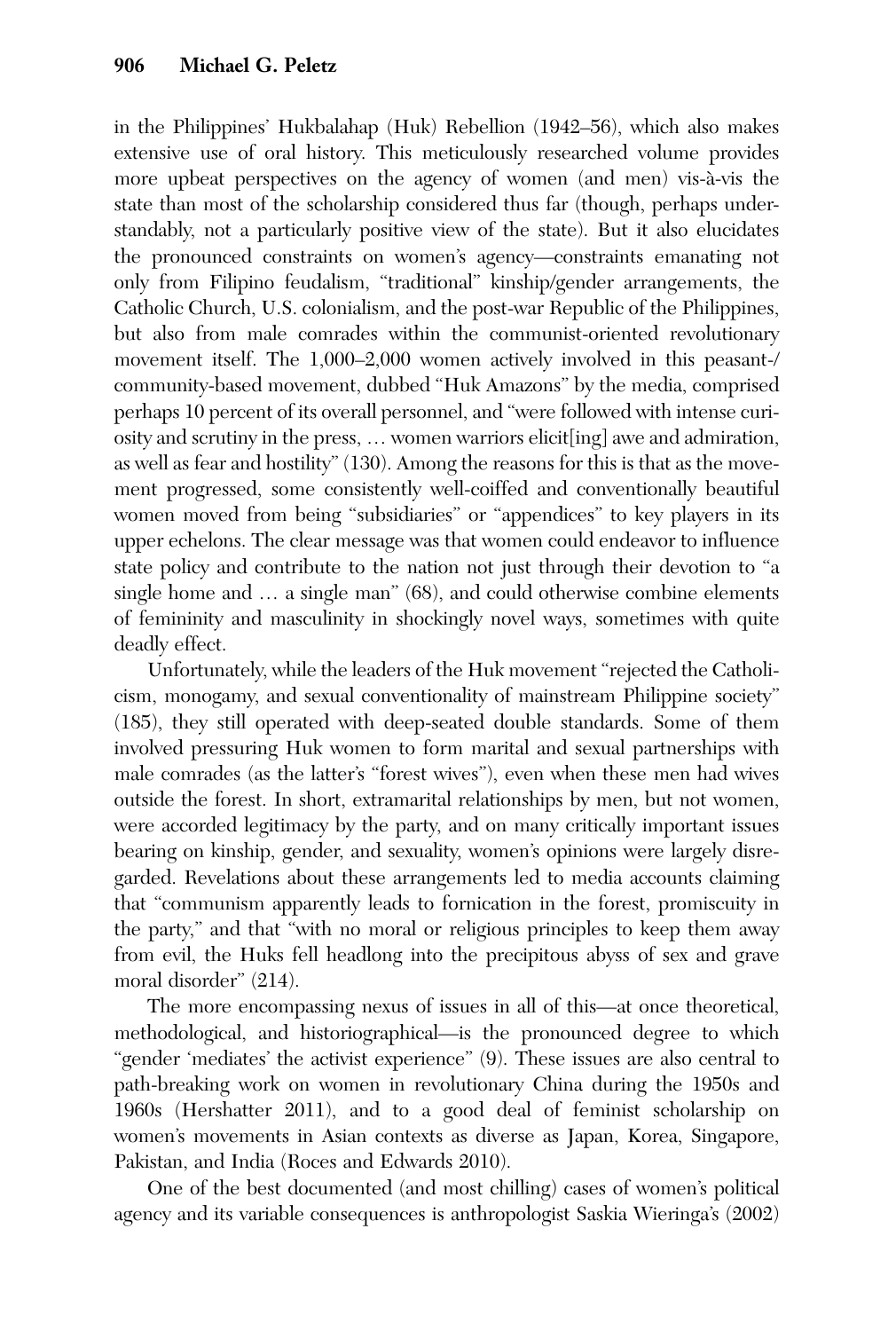in the Philippines' Hukbalahap (Huk) Rebellion (1942–56), which also makes extensive use of oral history. This meticulously researched volume provides more upbeat perspectives on the agency of women (and men) vis-à-vis the state than most of the scholarship considered thus far (though, perhaps understandably, not a particularly positive view of the state). But it also elucidates the pronounced constraints on women's agency—constraints emanating not only from Filipino feudalism, "traditional" kinship/gender arrangements, the Catholic Church, U.S. colonialism, and the post-war Republic of the Philippines, but also from male comrades within the communist-oriented revolutionary movement itself. The 1,000–2,000 women actively involved in this peasant-/community-based movement, dubbed "Huk Amazons" by the media, comprised perhaps 10 percent of its overall personnel, and "were followed with intense curiosity and scrutiny in the press, … women warriors elicit[ing] awe and admiration, as well as fear and hostility" (130). Among the reasons for this is that as the movement progressed, some consistently well-coiffed and conventionally beautiful women moved from being "subsidiaries" or "appendices" to key players in its upper echelons. The clear message was that women could endeavor to influence state policy and contribute to the nation not just through their devotion to "a single home and … a single man" (68), and could otherwise combine elements of femininity and masculinity in shockingly novel ways, sometimes with quite deadly effect.

Unfortunately, while the leaders of the Huk movement "rejected the Catholicism, monogamy, and sexual conventionality of mainstream Philippine society" (185), they still operated with deep-seated double standards. Some of them involved pressuring Huk women to form marital and sexual partnerships with male comrades (as the latter's "forest wives"), even when these men had wives outside the forest. In short, extramarital relationships by men, but not women, were accorded legitimacy by the party, and on many critically important issues bearing on kinship, gender, and sexuality, women's opinions were largely disregarded. Revelations about these arrangements led to media accounts claiming that "communism apparently leads to fornication in the forest, promiscuity in the party," and that "with no moral or religious principles to keep them away from evil, the Huks fell headlong into the precipitous abyss of sex and grave moral disorder" (214).

The more encompassing nexus of issues in all of this—at once theoretical, methodological, and historiographical—is the pronounced degree to which "gender 'mediates' the activist experience" (9). These issues are also central to path-breaking work on women in revolutionary China during the 1950s and 1960s (Hershatter 2011), and to a good deal of feminist scholarship on women's movements in Asian contexts as diverse as Japan, Korea, Singapore, Pakistan, and India (Roces and Edwards 2010).

One of the best documented (and most chilling) cases of women's political agency and its variable consequences is anthropologist Saskia Wieringa's (2002)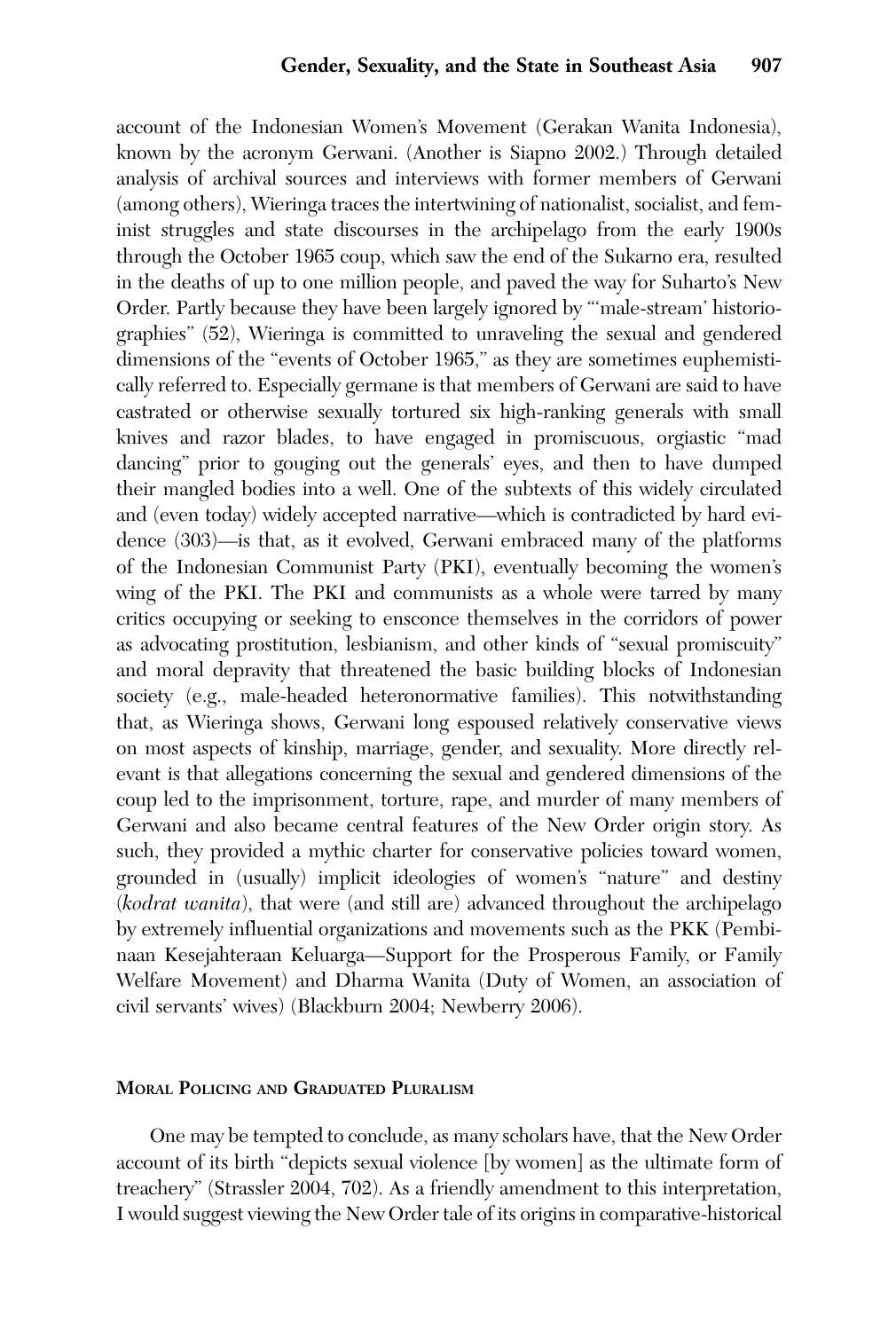account of the Indonesian Women's Movement (Gerakan Wanita Indonesia), known by the acronym Gerwani. (Another is Siapno 2002.) Through detailed analysis of archival sources and interviews with former members of Gerwani (among others), Wieringa traces the intertwining of nationalist, socialist, and feminist struggles and state discourses in the archipelago from the early 1900s through the October 1965 coup, which saw the end of the Sukarno era, resulted in the deaths of up to one million people, and paved the way for Suharto's New Order. Partly because they have been largely ignored by "'male-stream' historiographies" (52), Wieringa is committed to unraveling the sexual and gendered dimensions of the "events of October 1965," as they are sometimes euphemistically referred to. Especially germane is that members of Gerwani are said to have castrated or otherwise sexually tortured six high-ranking generals with small knives and razor blades, to have engaged in promiscuous, orgiastic "mad dancing" prior to gouging out the generals' eyes, and then to have dumped their mangled bodies into a well. One of the subtexts of this widely circulated and (even today) widely accepted narrative—which is contradicted by hard evidence (303)—is that, as it evolved, Gerwani embraced many of the platforms of the Indonesian Communist Party (PKI), eventually becoming the women's wing of the PKI. The PKI and communists as a whole were tarred by many critics occupying or seeking to ensconce themselves in the corridors of power as advocating prostitution, lesbianism, and other kinds of "sexual promiscuity" and moral depravity that threatened the basic building blocks of Indonesian society (e.g., male-headed heteronormative families). This notwithstanding that, as Wieringa shows, Gerwani long espoused relatively conservative views on most aspects of kinship, marriage, gender, and sexuality. More directly relevant is that allegations concerning the sexual and gendered dimensions of the coup led to the imprisonment, torture, rape, and murder of many members of Gerwani and also became central features of the New Order origin story. As such, they provided a mythic charter for conservative policies toward women, grounded in (usually) implicit ideologies of women's "nature" and destiny (*kodrat wanita*), that were (and still are) advanced throughout the archipelago by extremely influential organizations and movements such as the PKK (Pembinaan Kesejahteraan Keluarga—Support for the Prosperous Family, or Family Welfare Movement) and Dharma Wanita (Duty of Women, an association of civil servants' wives) (Blackburn 2004; Newberry 2006).

## Moral Policing and Graduated Pluralism

One may be tempted to conclude, as many scholars have, that the New Order account of its birth "depicts sexual violence [by women] as the ultimate form of treachery" (Strassler 2004, 702). As a friendly amendment to this interpretation, I would suggest viewing the New Order tale of its origins in comparative-historical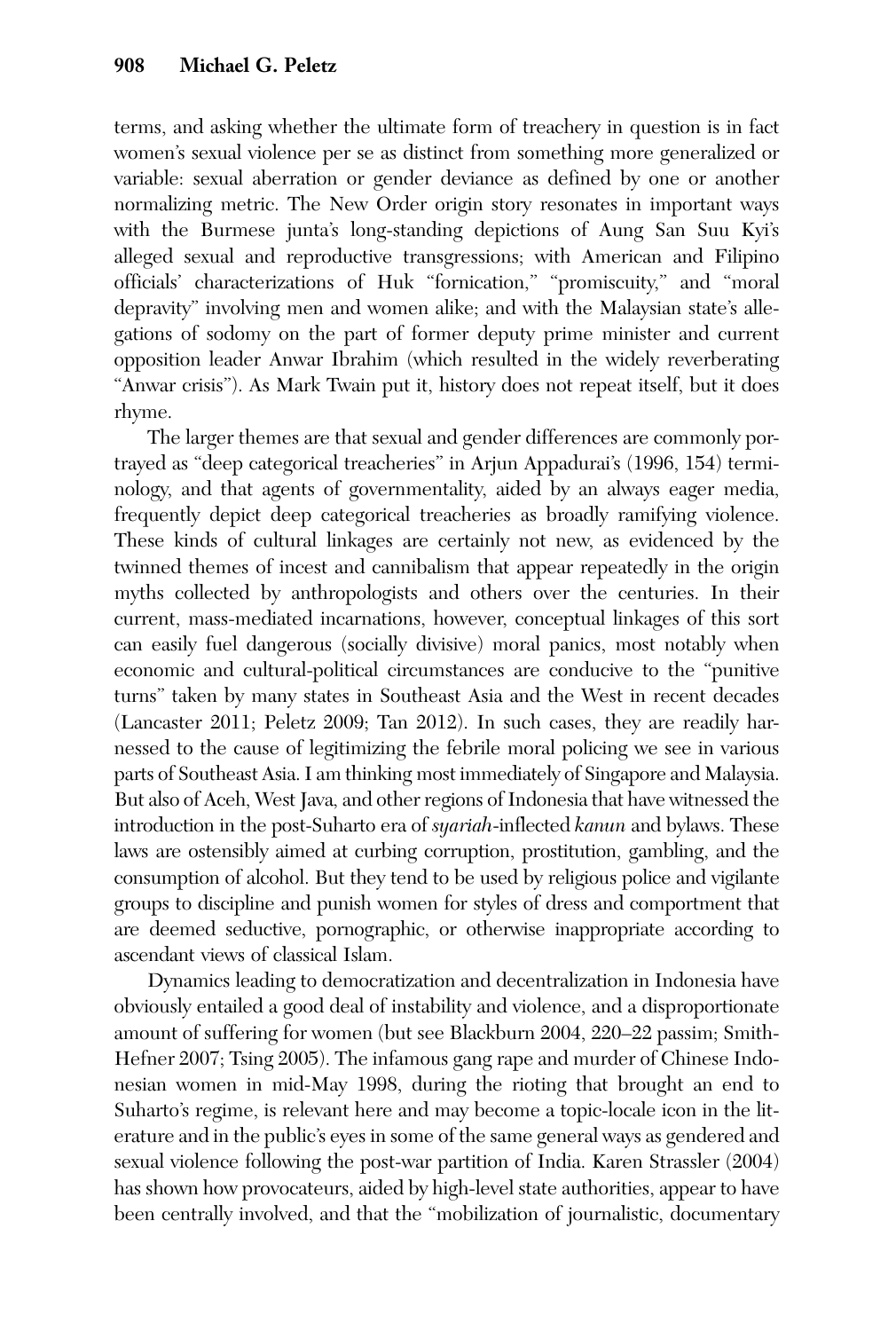terms, and asking whether the ultimate form of treachery in question is in fact women's sexual violence per se as distinct from something more generalized or variable: sexual aberration or gender deviance as defined by one or another normalizing metric. The New Order origin story resonates in important ways with the Burmese junta's long-standing depictions of Aung San Suu Kyi's alleged sexual and reproductive transgressions; with American and Filipino officials' characterizations of Huk "fornication," "promiscuity," and "moral depravity" involving men and women alike; and with the Malaysian state's allegations of sodomy on the part of former deputy prime minister and current opposition leader Anwar Ibrahim (which resulted in the widely reverberating "Anwar crisis"). As Mark Twain put it, history does not repeat itself, but it does rhyme.

The larger themes are that sexual and gender differences are commonly portrayed as "deep categorical treacheries" in Arjun Appadurai's (1996, 154) terminology, and that agents of governmentality, aided by an always eager media, frequently depict deep categorical treacheries as broadly ramifying violence. These kinds of cultural linkages are certainly not new, as evidenced by the twinned themes of incest and cannibalism that appear repeatedly in the origin myths collected by anthropologists and others over the centuries. In their current, mass-mediated incarnations, however, conceptual linkages of this sort can easily fuel dangerous (socially divisive) moral panics, most notably when economic and cultural-political circumstances are conducive to the "punitive turns" taken by many states in Southeast Asia and the West in recent decades (Lancaster 2011; Peletz 2009; Tan 2012). In such cases, they are readily harnessed to the cause of legitimizing the febrile moral policing we see in various parts of Southeast Asia. I am thinking most immediately of Singapore and Malaysia. But also of Aceh, West Java, and other regions of Indonesia that have witnessed the introduction in the post-Suharto era of *syariah*-inflected *kanun* and bylaws. These laws are ostensibly aimed at curbing corruption, prostitution, gambling, and the consumption of alcohol. But they tend to be used by religious police and vigilante groups to discipline and punish women for styles of dress and comportment that are deemed seductive, pornographic, or otherwise inappropriate according to ascendant views of classical Islam.

Dynamics leading to democratization and decentralization in Indonesia have obviously entailed a good deal of instability and violence, and a disproportionate amount of suffering for women (but see Blackburn 2004, 220–22 passim; Smith-Hefner 2007; Tsing 2005). The infamous gang rape and murder of Chinese Indonesian women in mid-May 1998, during the rioting that brought an end to Suharto's regime, is relevant here and may become a topic-locale icon in the literature and in the public's eyes in some of the same general ways as gendered and sexual violence following the post-war partition of India. Karen Strassler (2004) has shown how provocateurs, aided by high-level state authorities, appear to have been centrally involved, and that the "mobilization of journalistic, documentary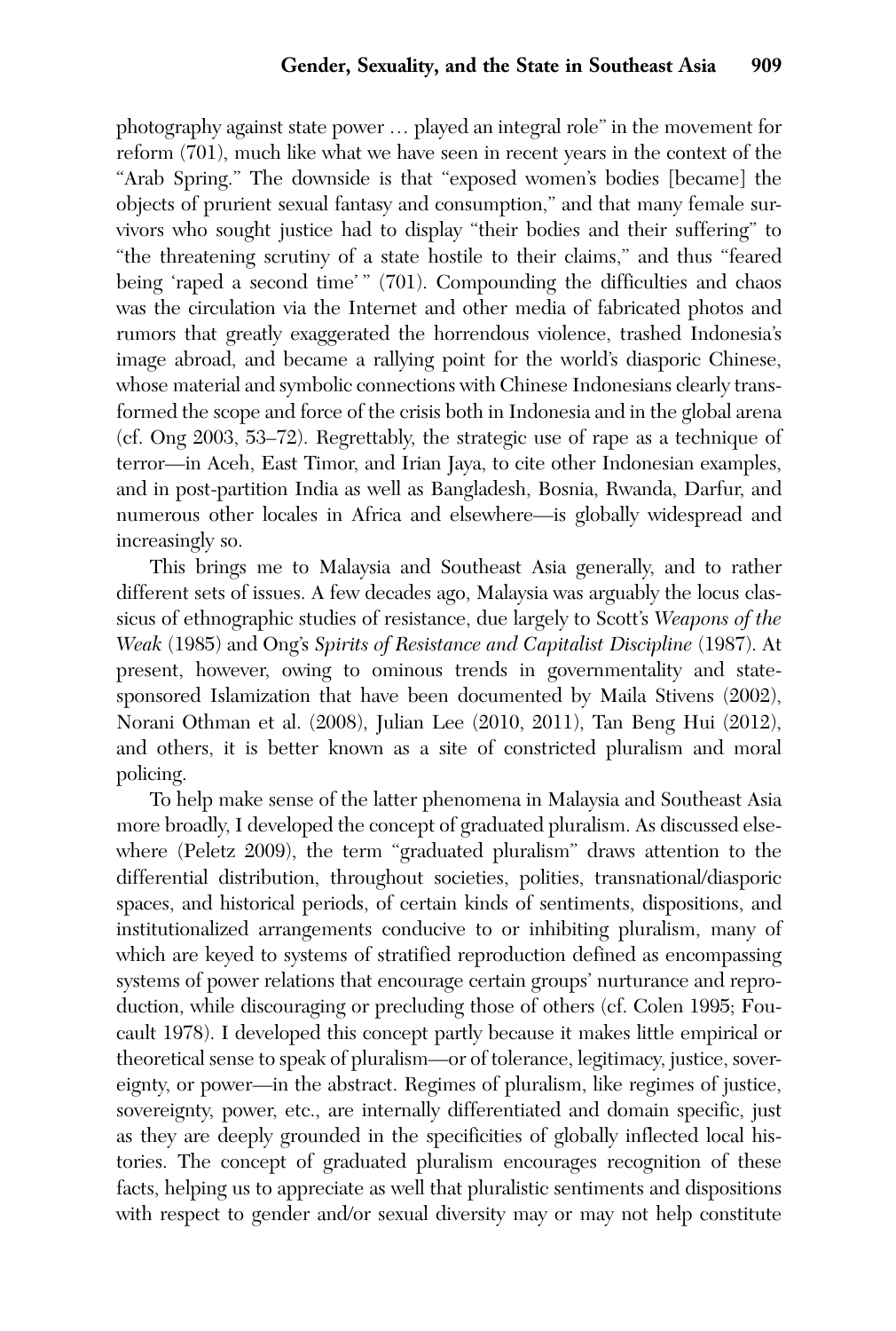photography against state power … played an integral role" in the movement for reform (701), much like what we have seen in recent years in the context of the "Arab Spring." The downside is that "exposed women's bodies [became] the objects of prurient sexual fantasy and consumption," and that many female survivors who sought justice had to display "their bodies and their suffering" to "the threatening scrutiny of a state hostile to their claims," and thus "feared being 'raped a second time' " (701). Compounding the difficulties and chaos was the circulation via the Internet and other media of fabricated photos and rumors that greatly exaggerated the horrendous violence, trashed Indonesia's image abroad, and became a rallying point for the world's diasporic Chinese, whose material and symbolic connections with Chinese Indonesians clearly transformed the scope and force of the crisis both in Indonesia and in the global arena (cf. Ong 2003, 53–72). Regrettably, the strategic use of rape as a technique of terror—in Aceh, East Timor, and Irian Jaya, to cite other Indonesian examples, and in post-partition India as well as Bangladesh, Bosnia, Rwanda, Darfur, and numerous other locales in Africa and elsewhere—is globally widespread and increasingly so.

This brings me to Malaysia and Southeast Asia generally, and to rather different sets of issues. A few decades ago, Malaysia was arguably the locus classicus of ethnographic studies of resistance, due largely to Scott's *Weapons of the Weak* (1985) and Ong's *Spirits of Resistance and Capitalist Discipline* (1987). At present, however, owing to ominous trends in governmentality and state-sponsored Islamization that have been documented by Maila Stivens (2002), Norani Othman et al. (2008), Julian Lee (2010, 2011), Tan Beng Hui (2012), and others, it is better known as a site of constricted pluralism and moral policing.

To help make sense of the latter phenomena in Malaysia and Southeast Asia more broadly, I developed the concept of graduated pluralism. As discussed elsewhere (Peletz 2009), the term "graduated pluralism" draws attention to the differential distribution, throughout societies, polities, transnational/diasporic spaces, and historical periods, of certain kinds of sentiments, dispositions, and institutionalized arrangements conducive to or inhibiting pluralism, many of which are keyed to systems of stratified reproduction defined as encompassing systems of power relations that encourage certain groups' nurturance and reproduction, while discouraging or precluding those of others (cf. Colen 1995; Foucault 1978). I developed this concept partly because it makes little empirical or theoretical sense to speak of pluralism—or of tolerance, legitimacy, justice, sovereignty, or power—in the abstract. Regimes of pluralism, like regimes of justice, sovereignty, power, etc., are internally differentiated and domain specific, just as they are deeply grounded in the specificities of globally inflected local histories. The concept of graduated pluralism encourages recognition of these facts, helping us to appreciate as well that pluralistic sentiments and dispositions with respect to gender and/or sexual diversity may or may not help constitute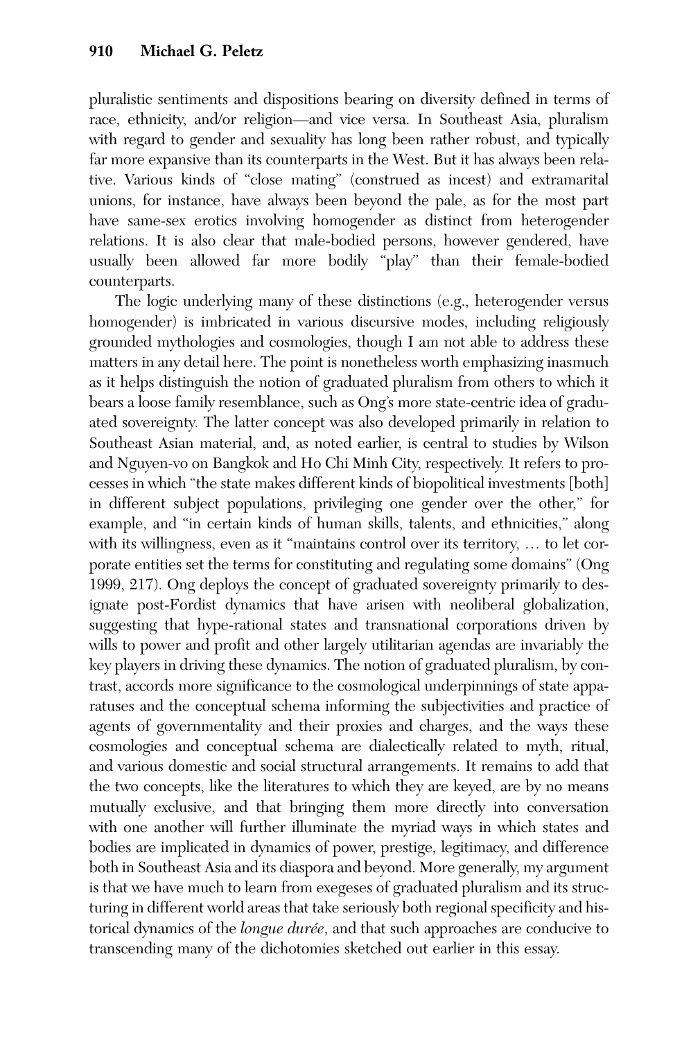pluralistic sentiments and dispositions bearing on diversity defined in terms of race, ethnicity, and/or religion—and vice versa. In Southeast Asia, pluralism with regard to gender and sexuality has long been rather robust, and typically far more expansive than its counterparts in the West. But it has always been relative. Various kinds of "close mating" (construed as incest) and extramarital unions, for instance, have always been beyond the pale, as for the most part have same-sex erotics involving homogender as distinct from heterogender relations. It is also clear that male-bodied persons, however gendered, have usually been allowed far more bodily "play" than their female-bodied counterparts.

The logic underlying many of these distinctions (e.g., heterogender versus homogender) is imbricated in various discursive modes, including religiously grounded mythologies and cosmologies, though I am not able to address these matters in any detail here. The point is nonetheless worth emphasizing inasmuch as it helps distinguish the notion of graduated pluralism from others to which it bears a loose family resemblance, such as Ong's more state-centric idea of graduated sovereignty. The latter concept was also developed primarily in relation to Southeast Asian material, and, as noted earlier, is central to studies by Wilson and Nguyen-vo on Bangkok and Ho Chi Minh City, respectively. It refers to processes in which "the state makes different kinds of biopolitical investments [both] in different subject populations, privileging one gender over the other," for example, and "in certain kinds of human skills, talents, and ethnicities," along with its willingness, even as it "maintains control over its territory, … to let corporate entities set the terms for constituting and regulating some domains" (Ong 1999, 217). Ong deploys the concept of graduated sovereignty primarily to designate post-Fordist dynamics that have arisen with neoliberal globalization, suggesting that hype-rational states and transnational corporations driven by wills to power and profit and other largely utilitarian agendas are invariably the key players in driving these dynamics. The notion of graduated pluralism, by contrast, accords more significance to the cosmological underpinnings of state apparatuses and the conceptual schema informing the subjectivities and practice of agents of governmentality and their proxies and charges, and the ways these cosmologies and conceptual schema are dialectically related to myth, ritual, and various domestic and social structural arrangements. It remains to add that the two concepts, like the literatures to which they are keyed, are by no means mutually exclusive, and that bringing them more directly into conversation with one another will further illuminate the myriad ways in which states and bodies are implicated in dynamics of power, prestige, legitimacy, and difference both in Southeast Asia and its diaspora and beyond. More generally, my argument is that we have much to learn from exegeses of graduated pluralism and its structuring in different world areas that take seriously both regional specificity and historical dynamics of the *longue durée*, and that such approaches are conducive to transcending many of the dichotomies sketched out earlier in this essay.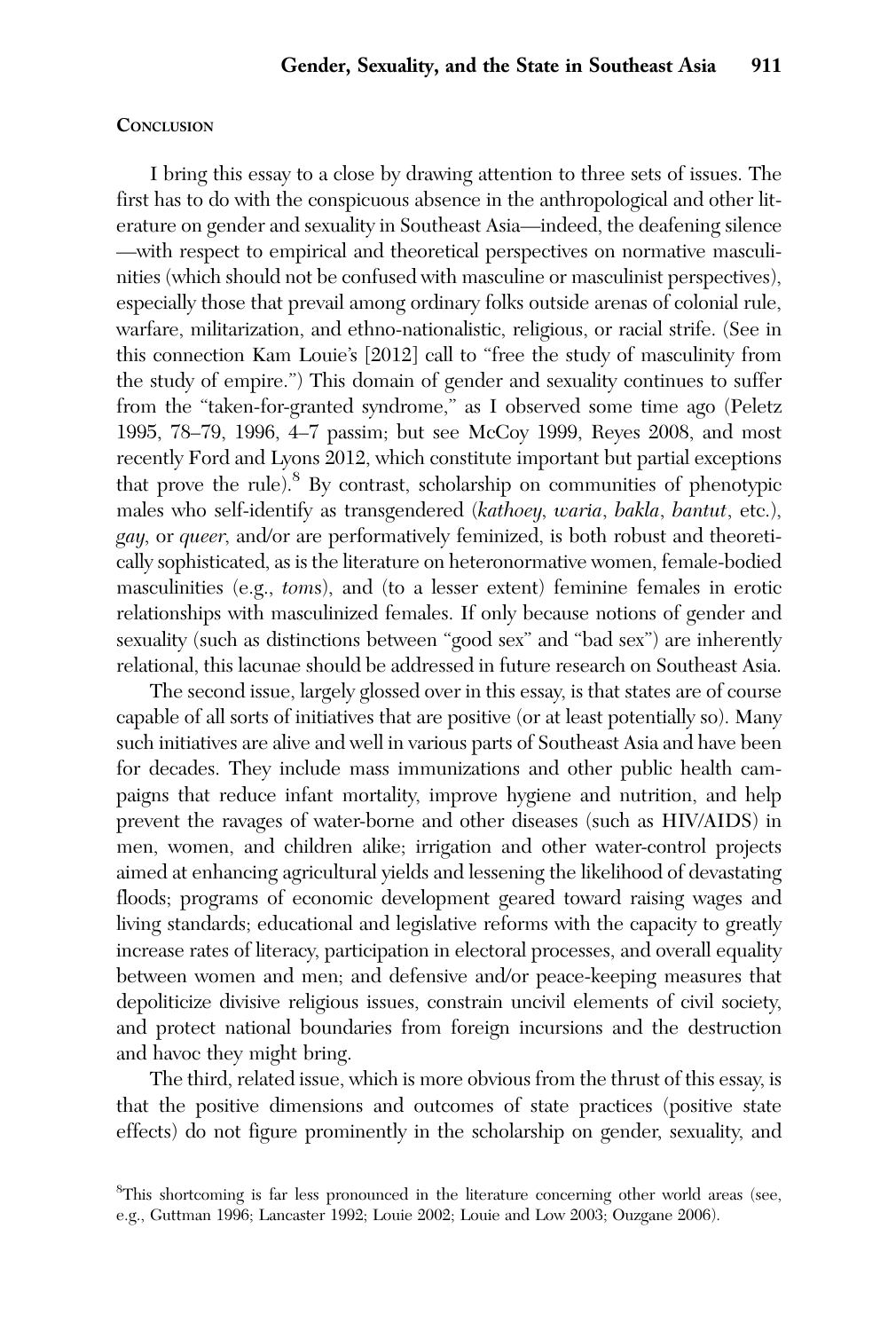## Conclusion

I bring this essay to a close by drawing attention to three sets of issues. The first has to do with the conspicuous absence in the anthropological and other literature on gender and sexuality in Southeast Asia—indeed, the deafening silence—with respect to empirical and theoretical perspectives on normative masculinities (which should not be confused with masculine or masculinist perspectives), especially those that prevail among ordinary folks outside arenas of colonial rule, warfare, militarization, and ethno-nationalistic, religious, or racial strife. (See in this connection Kam Louie's [2012] call to "free the study of masculinity from the study of empire.") This domain of gender and sexuality continues to suffer from the "taken-for-granted syndrome," as I observed some time ago (Peletz 1995, 78–79, 1996, 4–7 passim; but see McCoy 1999, Reyes 2008, and most recently Ford and Lyons 2012, which constitute important but partial exceptions that prove the rule).[8] By contrast, scholarship on communities of phenotypic males who self-identify as transgendered (*kathoey*, *waria*, *bakla*, *bantut*, etc.), *gay*, or *queer*, and/or are performatively feminized, is both robust and theoretically sophisticated, as is the literature on heteronormative women, female-bodied masculinities (e.g., *toms*), and (to a lesser extent) feminine females in erotic relationships with masculinized females. If only because notions of gender and sexuality (such as distinctions between "good sex" and "bad sex") are inherently relational, this lacunae should be addressed in future research on Southeast Asia.

The second issue, largely glossed over in this essay, is that states are of course capable of all sorts of initiatives that are positive (or at least potentially so). Many such initiatives are alive and well in various parts of Southeast Asia and have been for decades. They include mass immunizations and other public health campaigns that reduce infant mortality, improve hygiene and nutrition, and help prevent the ravages of water-borne and other diseases (such as HIV/AIDS) in men, women, and children alike; irrigation and other water-control projects aimed at enhancing agricultural yields and lessening the likelihood of devastating floods; programs of economic development geared toward raising wages and living standards; educational and legislative reforms with the capacity to greatly increase rates of literacy, participation in electoral processes, and overall equality between women and men; and defensive and/or peace-keeping measures that depoliticize divisive religious issues, constrain uncivil elements of civil society, and protect national boundaries from foreign incursions and the destruction and havoc they might bring.

The third, related issue, which is more obvious from the thrust of this essay, is that the positive dimensions and outcomes of state practices (positive state effects) do not figure prominently in the scholarship on gender, sexuality, and

[8]This shortcoming is far less pronounced in the literature concerning other world areas (see, e.g., Guttman 1996; Lancaster 1992; Louie 2002; Louie and Low 2003; Ouzgane 2006).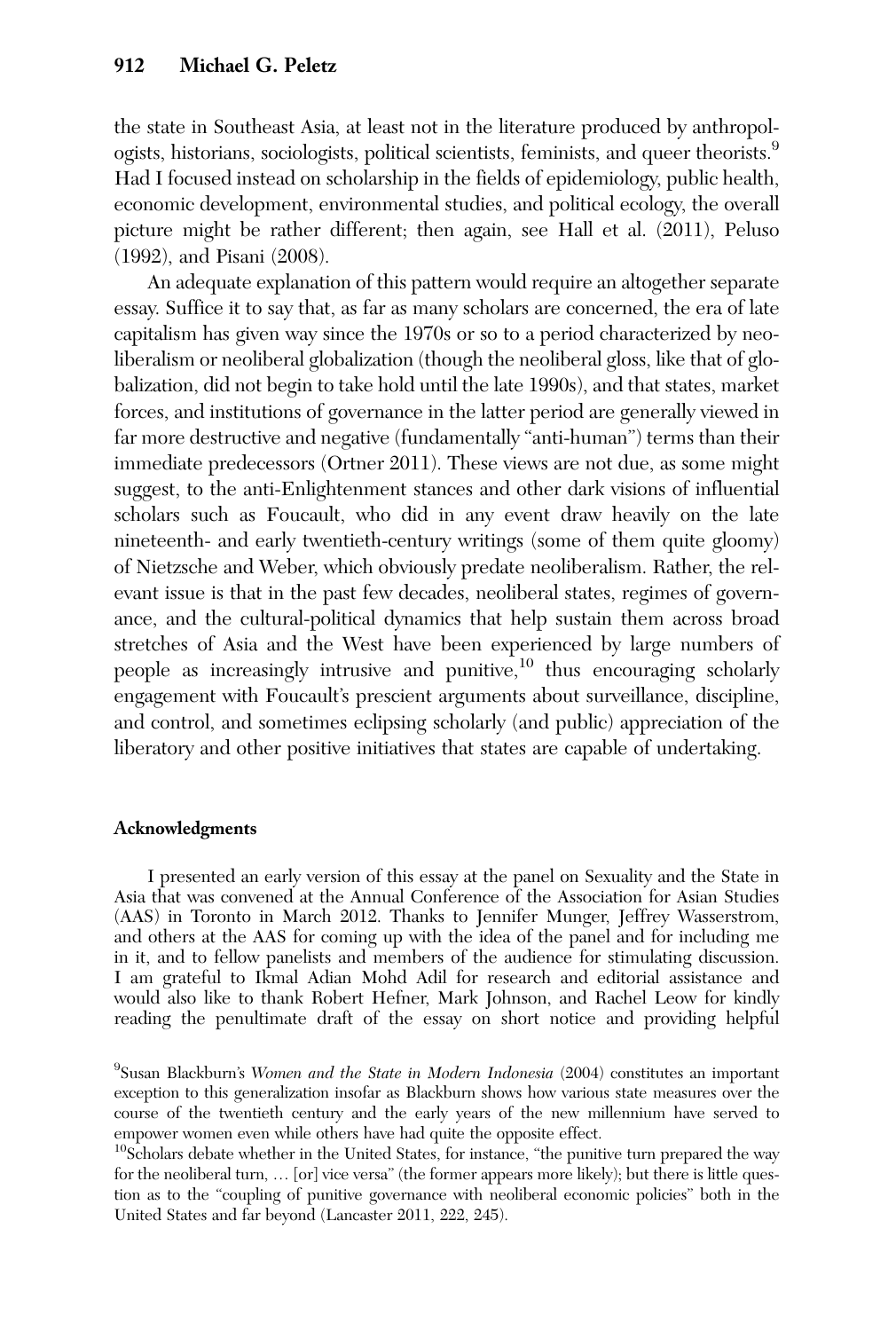the state in Southeast Asia, at least not in the literature produced by anthropologists, historians, sociologists, political scientists, feminists, and queer theorists.[9] Had I focused instead on scholarship in the fields of epidemiology, public health, economic development, environmental studies, and political ecology, the overall picture might be rather different; then again, see Hall et al. (2011), Peluso (1992), and Pisani (2008).

An adequate explanation of this pattern would require an altogether separate essay. Suffice it to say that, as far as many scholars are concerned, the era of late capitalism has given way since the 1970s or so to a period characterized by neoliberalism or neoliberal globalization (though the neoliberal gloss, like that of globalization, did not begin to take hold until the late 1990s), and that states, market forces, and institutions of governance in the latter period are generally viewed in far more destructive and negative (fundamentally "anti-human") terms than their immediate predecessors (Ortner 2011). These views are not due, as some might suggest, to the anti-Enlightenment stances and other dark visions of influential scholars such as Foucault, who did in any event draw heavily on the late nineteenth- and early twentieth-century writings (some of them quite gloomy) of Nietzsche and Weber, which obviously predate neoliberalism. Rather, the relevant issue is that in the past few decades, neoliberal states, regimes of governance, and the cultural-political dynamics that help sustain them across broad stretches of Asia and the West have been experienced by large numbers of people as increasingly intrusive and punitive,[10] thus encouraging scholarly engagement with Foucault's prescient arguments about surveillance, discipline, and control, and sometimes eclipsing scholarly (and public) appreciation of the liberatory and other positive initiatives that states are capable of undertaking.

## Acknowledgments

I presented an early version of this essay at the panel on Sexuality and the State in Asia that was convened at the Annual Conference of the Association for Asian Studies (AAS) in Toronto in March 2012. Thanks to Jennifer Munger, Jeffrey Wasserstrom, and others at the AAS for coming up with the idea of the panel and for including me in it, and to fellow panelists and members of the audience for stimulating discussion. I am grateful to Ikmal Adian Mohd Adil for research and editorial assistance and would also like to thank Robert Hefner, Mark Johnson, and Rachel Leow for kindly reading the penultimate draft of the essay on short notice and providing helpful

[9]Susan Blackburn's *Women and the State in Modern Indonesia* (2004) constitutes an important exception to this generalization insofar as Blackburn shows how various state measures over the course of the twentieth century and the early years of the new millennium have served to empower women even while others have had quite the opposite effect.

[10]Scholars debate whether in the United States, for instance, "the punitive turn prepared the way for the neoliberal turn, … [or] vice versa" (the former appears more likely); but there is little question as to the "coupling of punitive governance with neoliberal economic policies" both in the United States and far beyond (Lancaster 2011, 222, 245).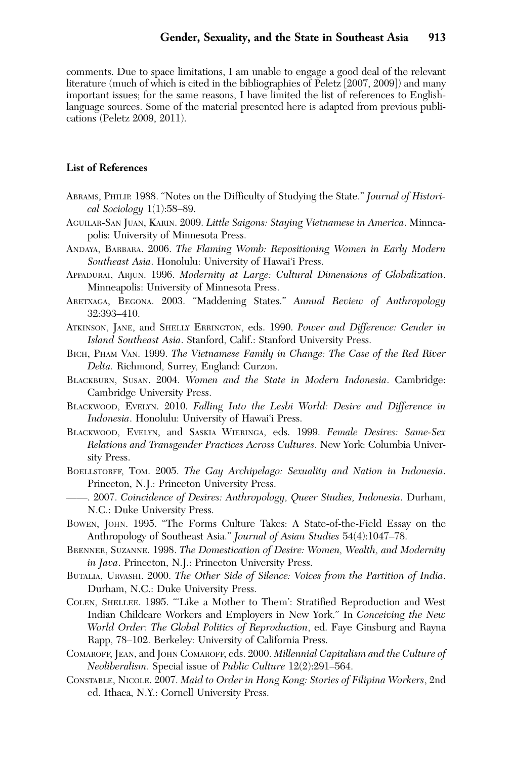comments. Due to space limitations, I am unable to engage a good deal of the relevant literature (much of which is cited in the bibliographies of Peletz [2007, 2009]) and many important issues; for the same reasons, I have limited the list of references to English-language sources. Some of the material presented here is adapted from previous publications (Peletz 2009, 2011).

### List of References

Abrams, Philip. 1988. "Notes on the Difficulty of Studying the State." *Journal of Historical Sociology* 1(1):58–89.

Aguilar-San Juan, Karin. 2009. *Little Saigons: Staying Vietnamese in America*. Minneapolis: University of Minnesota Press.

Andaya, Barbara. 2006. *The Flaming Womb: Repositioning Women in Early Modern Southeast Asia*. Honolulu: University of Hawai'i Press.

Appadurai, Arjun. 1996. *Modernity at Large: Cultural Dimensions of Globalization*. Minneapolis: University of Minnesota Press.

Aretxaga, Begona. 2003. "Maddening States." *Annual Review of Anthropology* 32:393–410.

Atkinson, Jane, and Shelly Errington, eds. 1990. *Power and Difference: Gender in Island Southeast Asia*. Stanford, Calif.: Stanford University Press.

Bich, Pham Van. 1999. *The Vietnamese Family in Change: The Case of the Red River Delta.* Richmond, Surrey, England: Curzon.

Blackburn, Susan. 2004. *Women and the State in Modern Indonesia*. Cambridge: Cambridge University Press.

Blackwood, Evelyn. 2010. *Falling Into the Lesbi World: Desire and Difference in Indonesia*. Honolulu: University of Hawai'i Press.

Blackwood, Evelyn, and Saskia Wieringa, eds. 1999. *Female Desires: Same-Sex Relations and Transgender Practices Across Cultures*. New York: Columbia University Press.

Boellstorff, Tom. 2005. *The Gay Archipelago: Sexuality and Nation in Indonesia*. Princeton, N.J.: Princeton University Press.

——. 2007. *Coincidence of Desires: Anthropology, Queer Studies, Indonesia*. Durham, N.C.: Duke University Press.

Bowen, John. 1995. "The Forms Culture Takes: A State-of-the-Field Essay on the Anthropology of Southeast Asia." *Journal of Asian Studies* 54(4):1047–78.

Brenner, Suzanne. 1998. *The Domestication of Desire: Women, Wealth, and Modernity in Java*. Princeton, N.J.: Princeton University Press.

Butalia, Urvashi. 2000. *The Other Side of Silence: Voices from the Partition of India*. Durham, N.C.: Duke University Press.

Colen, Shellee. 1995. "'Like a Mother to Them': Stratified Reproduction and West Indian Childcare Workers and Employers in New York." In *Conceiving the New World Order: The Global Politics of Reproduction*, ed. Faye Ginsburg and Rayna Rapp, 78–102. Berkeley: University of California Press.

Comaroff, Jean, and John Comaroff, eds. 2000. *Millennial Capitalism and the Culture of Neoliberalism*. Special issue of *Public Culture* 12(2):291–564.

Constable, Nicole. 2007. *Maid to Order in Hong Kong: Stories of Filipina Workers*, 2nd ed. Ithaca, N.Y.: Cornell University Press.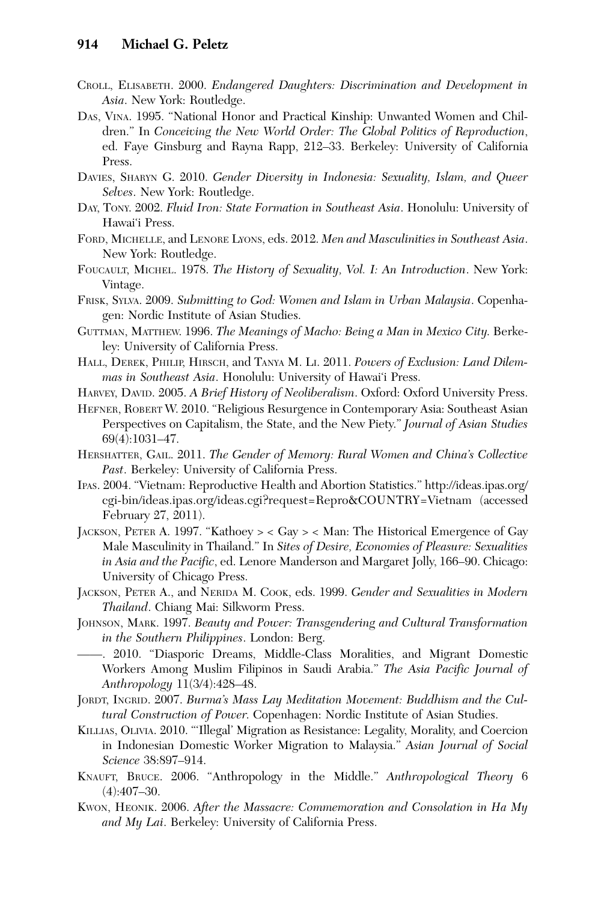Croll, Elisabeth. 2000. *Endangered Daughters: Discrimination and Development in Asia*. New York: Routledge.

Das, Vina. 1995. "National Honor and Practical Kinship: Unwanted Women and Children." In *Conceiving the New World Order: The Global Politics of Reproduction*, ed. Faye Ginsburg and Rayna Rapp, 212–33. Berkeley: University of California Press.

Davies, Sharyn G. 2010. *Gender Diversity in Indonesia: Sexuality, Islam, and Queer Selves*. New York: Routledge.

Day, Tony. 2002. *Fluid Iron: State Formation in Southeast Asia*. Honolulu: University of Hawai'i Press.

Ford, Michelle, and Lenore Lyons, eds. 2012. *Men and Masculinities in Southeast Asia*. New York: Routledge.

Foucault, Michel. 1978. *The History of Sexuality, Vol. I: An Introduction*. New York: Vintage.

Frisk, Sylva. 2009. *Submitting to God: Women and Islam in Urban Malaysia*. Copenhagen: Nordic Institute of Asian Studies.

Guttman, Matthew. 1996. *The Meanings of Macho: Being a Man in Mexico City*. Berkeley: University of California Press.

Hall, Derek, Philip, Hirsch, and Tanya M. Li. 2011. *Powers of Exclusion: Land Dilemmas in Southeast Asia*. Honolulu: University of Hawai'i Press.

Harvey, David. 2005. *A Brief History of Neoliberalism*. Oxford: Oxford University Press.

Hefner, Robert W. 2010. "Religious Resurgence in Contemporary Asia: Southeast Asian Perspectives on Capitalism, the State, and the New Piety." *Journal of Asian Studies* 69(4):1031–47.

Hershatter, Gail. 2011. *The Gender of Memory: Rural Women and China's Collective Past*. Berkeley: University of California Press.

Ipas. 2004. "Vietnam: Reproductive Health and Abortion Statistics." http://ideas.ipas.org/cgi-bin/ideas.ipas.org/ideas.cgi?request=Repro&COUNTRY=Vietnam (accessed February 27, 2011).

Jackson, Peter A. 1997. "Kathoey > < Gay > < Man: The Historical Emergence of Gay Male Masculinity in Thailand." In *Sites of Desire, Economies of Pleasure: Sexualities in Asia and the Pacific*, ed. Lenore Manderson and Margaret Jolly, 166–90. Chicago: University of Chicago Press.

Jackson, Peter A., and Nerida M. Cook, eds. 1999. *Gender and Sexualities in Modern Thailand*. Chiang Mai: Silkworm Press.

Johnson, Mark. 1997. *Beauty and Power: Transgendering and Cultural Transformation in the Southern Philippines*. London: Berg.

——. 2010. "Diasporic Dreams, Middle-Class Moralities, and Migrant Domestic Workers Among Muslim Filipinos in Saudi Arabia." *The Asia Pacific Journal of Anthropology* 11(3/4):428–48.

Jordt, Ingrid. 2007. *Burma's Mass Lay Meditation Movement: Buddhism and the Cultural Construction of Power*. Copenhagen: Nordic Institute of Asian Studies.

Killias, Olivia. 2010. "'Illegal' Migration as Resistance: Legality, Morality, and Coercion in Indonesian Domestic Worker Migration to Malaysia." *Asian Journal of Social Science* 38:897–914.

Knauft, Bruce. 2006. "Anthropology in the Middle." *Anthropological Theory* 6 (4):407–30.

Kwon, Heonik. 2006. *After the Massacre: Commemoration and Consolation in Ha My and My Lai*. Berkeley: University of California Press.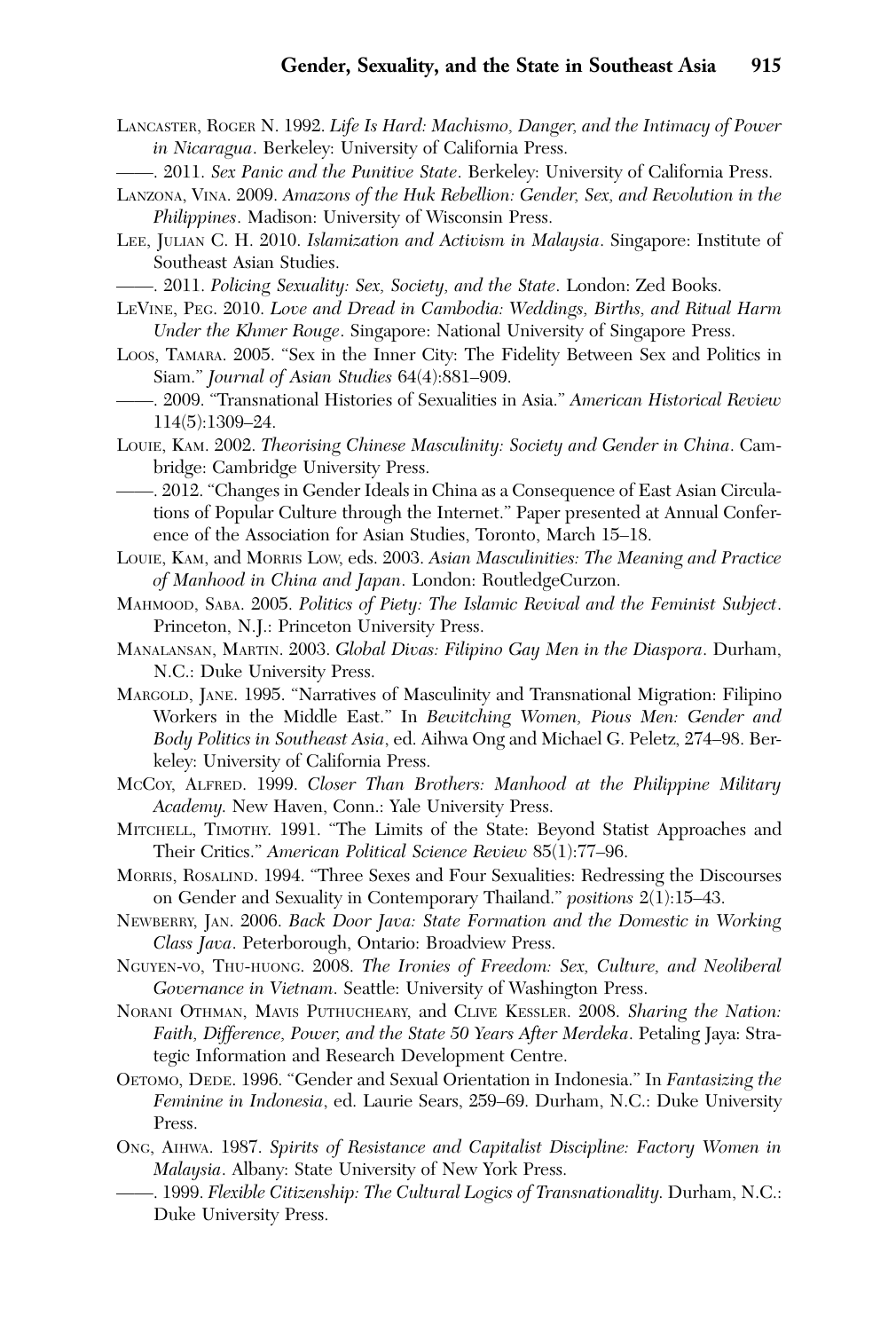Lancaster, Roger N. 1992. *Life Is Hard: Machismo, Danger, and the Intimacy of Power in Nicaragua*. Berkeley: University of California Press.

——. 2011. *Sex Panic and the Punitive State*. Berkeley: University of California Press.

Lanzona, Vina. 2009. *Amazons of the Huk Rebellion: Gender, Sex, and Revolution in the Philippines*. Madison: University of Wisconsin Press.

Lee, Julian C. H. 2010. *Islamization and Activism in Malaysia*. Singapore: Institute of Southeast Asian Studies.

——. 2011. *Policing Sexuality: Sex, Society, and the State*. London: Zed Books.

LeVine, Peg. 2010. *Love and Dread in Cambodia: Weddings, Births, and Ritual Harm Under the Khmer Rouge*. Singapore: National University of Singapore Press.

Loos, Tamara. 2005. "Sex in the Inner City: The Fidelity Between Sex and Politics in Siam." *Journal of Asian Studies* 64(4):881–909.

——. 2009. "Transnational Histories of Sexualities in Asia." *American Historical Review* 114(5):1309–24.

Louie, Kam. 2002. *Theorising Chinese Masculinity: Society and Gender in China*. Cambridge: Cambridge University Press.

——. 2012. "Changes in Gender Ideals in China as a Consequence of East Asian Circulations of Popular Culture through the Internet." Paper presented at Annual Conference of the Association for Asian Studies, Toronto, March 15–18.

Louie, Kam, and Morris Low, eds. 2003. *Asian Masculinities: The Meaning and Practice of Manhood in China and Japan*. London: RoutledgeCurzon.

Mahmood, Saba. 2005. *Politics of Piety: The Islamic Revival and the Feminist Subject*. Princeton, N.J.: Princeton University Press.

Manalansan, Martin. 2003. *Global Divas: Filipino Gay Men in the Diaspora*. Durham, N.C.: Duke University Press.

Margold, Jane. 1995. "Narratives of Masculinity and Transnational Migration: Filipino Workers in the Middle East." In *Bewitching Women, Pious Men: Gender and Body Politics in Southeast Asia*, ed. Aihwa Ong and Michael G. Peletz, 274–98. Berkeley: University of California Press.

McCoy, Alfred. 1999. *Closer Than Brothers: Manhood at the Philippine Military Academy.* New Haven, Conn.: Yale University Press.

Mitchell, Timothy. 1991. "The Limits of the State: Beyond Statist Approaches and Their Critics." *American Political Science Review* 85(1):77–96.

Morris, Rosalind. 1994. "Three Sexes and Four Sexualities: Redressing the Discourses on Gender and Sexuality in Contemporary Thailand." *positions* 2(1):15–43.

Newberry, Jan. 2006. *Back Door Java: State Formation and the Domestic in Working Class Java*. Peterborough, Ontario: Broadview Press.

Nguyen-vo, Thu-huong. 2008. *The Ironies of Freedom: Sex, Culture, and Neoliberal Governance in Vietnam*. Seattle: University of Washington Press.

Norani Othman, Mavis Puthucheary, and Clive Kessler. 2008. *Sharing the Nation: Faith, Difference, Power, and the State 50 Years After Merdeka*. Petaling Jaya: Strategic Information and Research Development Centre.

Oetomo, Dede. 1996. "Gender and Sexual Orientation in Indonesia." In *Fantasizing the Feminine in Indonesia*, ed. Laurie Sears, 259–69. Durham, N.C.: Duke University Press.

Ong, Aihwa. 1987. *Spirits of Resistance and Capitalist Discipline: Factory Women in Malaysia*. Albany: State University of New York Press.

——. 1999. *Flexible Citizenship: The Cultural Logics of Transnationality.* Durham, N.C.: Duke University Press.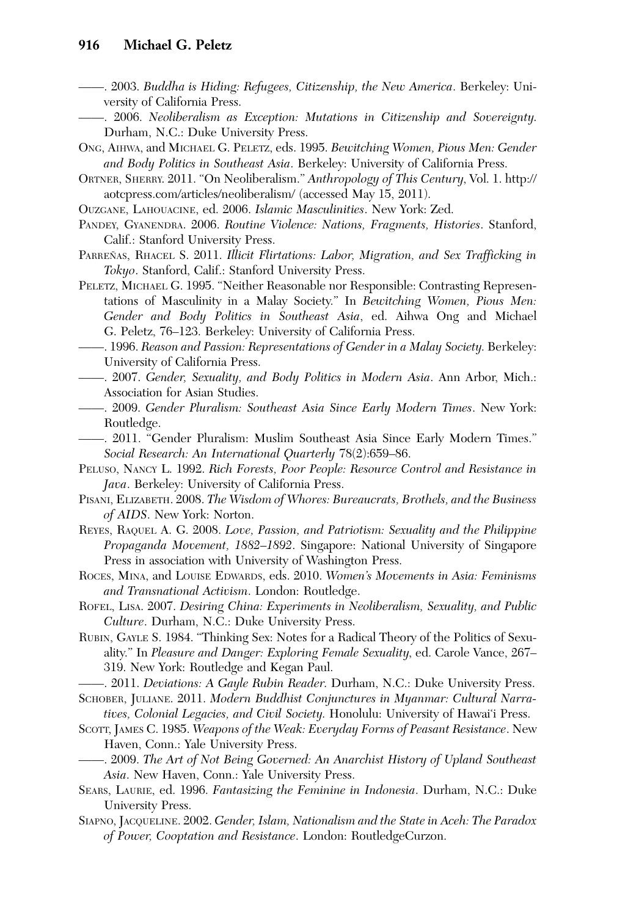——. 2003. *Buddha is Hiding: Refugees, Citizenship, the New America*. Berkeley: University of California Press.

——. 2006. *Neoliberalism as Exception: Mutations in Citizenship and Sovereignty.* Durham, N.C.: Duke University Press.

Ong, Aihwa, and Michael G. Peletz, eds. 1995. *Bewitching Women, Pious Men: Gender and Body Politics in Southeast Asia*. Berkeley: University of California Press.

Ortner, Sherry. 2011. "On Neoliberalism." *Anthropology of This Century*, Vol. 1. http://aotcpress.com/articles/neoliberalism/ (accessed May 15, 2011).

Ouzgane, Lahouacine, ed. 2006. *Islamic Masculinities*. New York: Zed.

Pandey, Gyanendra. 2006. *Routine Violence: Nations, Fragments, Histories*. Stanford, Calif.: Stanford University Press.

Parreñas, Rhacel S. 2011. *Illicit Flirtations: Labor, Migration, and Sex Trafficking in Tokyo*. Stanford, Calif.: Stanford University Press.

Peletz, Michael G. 1995. "Neither Reasonable nor Responsible: Contrasting Representations of Masculinity in a Malay Society." In *Bewitching Women, Pious Men: Gender and Body Politics in Southeast Asia*, ed. Aihwa Ong and Michael G. Peletz, 76–123. Berkeley: University of California Press.

——. 1996. *Reason and Passion: Representations of Gender in a Malay Society.* Berkeley: University of California Press.

——. 2007. *Gender, Sexuality, and Body Politics in Modern Asia*. Ann Arbor, Mich.: Association for Asian Studies.

——. 2009. *Gender Pluralism: Southeast Asia Since Early Modern Times*. New York: Routledge.

——. 2011. "Gender Pluralism: Muslim Southeast Asia Since Early Modern Times." *Social Research: An International Quarterly* 78(2):659–86.

Peluso, Nancy L. 1992. *Rich Forests, Poor People: Resource Control and Resistance in Java*. Berkeley: University of California Press.

Pisani, Elizabeth. 2008. *The Wisdom of Whores: Bureaucrats, Brothels, and the Business of AIDS*. New York: Norton.

Reyes, Raquel A. G. 2008. *Love, Passion, and Patriotism: Sexuality and the Philippine Propaganda Movement, 1882–1892*. Singapore: National University of Singapore Press in association with University of Washington Press.

Roces, Mina, and Louise Edwards, eds. 2010. *Women's Movements in Asia: Feminisms and Transnational Activism*. London: Routledge.

Rofel, Lisa. 2007. *Desiring China: Experiments in Neoliberalism, Sexuality, and Public Culture*. Durham, N.C.: Duke University Press.

Rubin, Gayle S. 1984. "Thinking Sex: Notes for a Radical Theory of the Politics of Sexuality." In *Pleasure and Danger: Exploring Female Sexuality*, ed. Carole Vance, 267–319. New York: Routledge and Kegan Paul.

——. 2011. *Deviations: A Gayle Rubin Reader.* Durham, N.C.: Duke University Press.

Schober, Juliane. 2011. *Modern Buddhist Conjunctures in Myanmar: Cultural Narratives, Colonial Legacies, and Civil Society.* Honolulu: University of Hawai'i Press.

Scott, James C. 1985. *Weapons of the Weak: Everyday Forms of Peasant Resistance*. New Haven, Conn.: Yale University Press.

——. 2009. *The Art of Not Being Governed: An Anarchist History of Upland Southeast Asia*. New Haven, Conn.: Yale University Press.

Sears, Laurie, ed. 1996. *Fantasizing the Feminine in Indonesia*. Durham, N.C.: Duke University Press.

Siapno, Jacqueline. 2002. *Gender, Islam, Nationalism and the State in Aceh: The Paradox of Power, Cooptation and Resistance*. London: RoutledgeCurzon.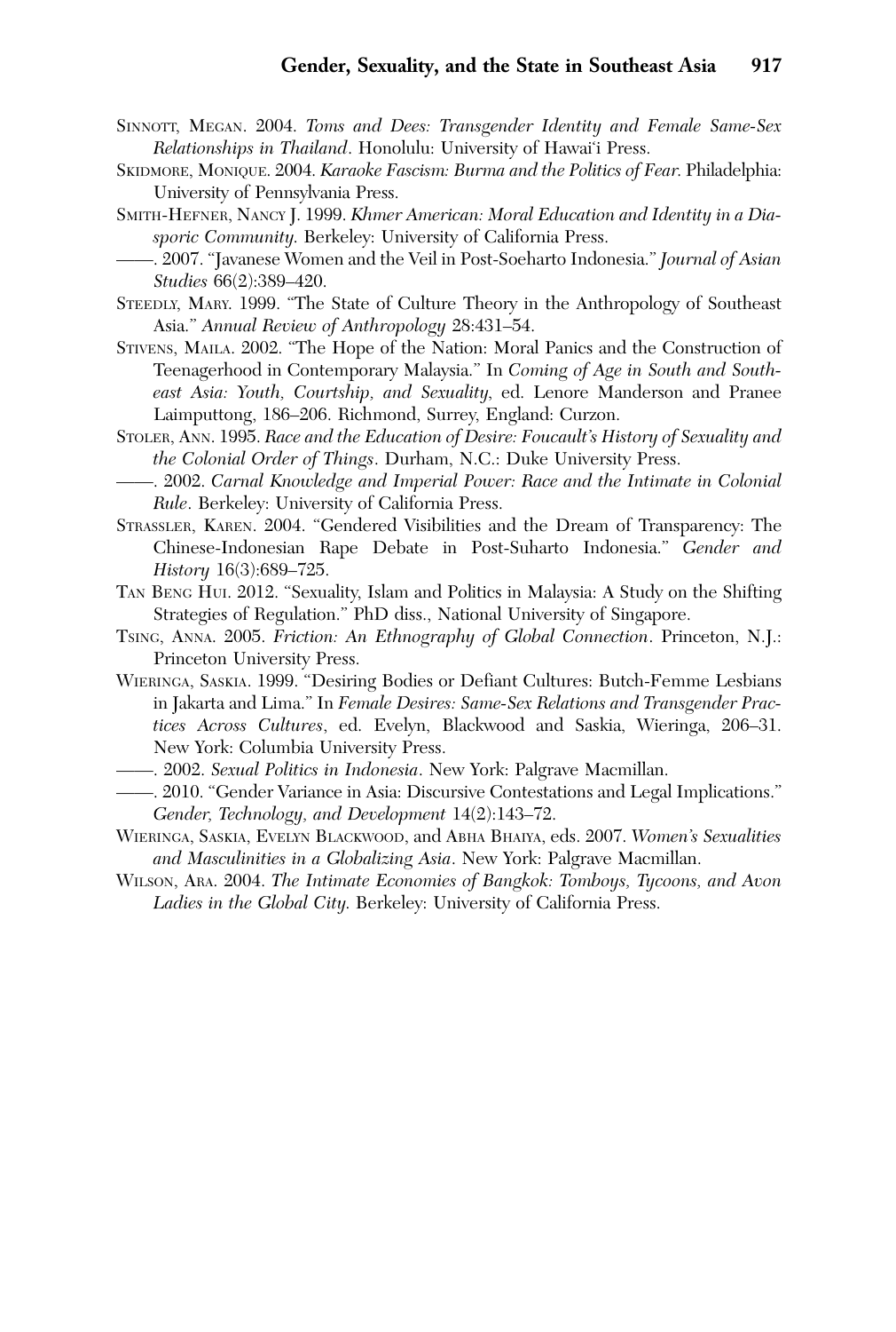Sinnott, Megan. 2004. *Toms and Dees: Transgender Identity and Female Same-Sex Relationships in Thailand*. Honolulu: University of Hawai'i Press.

Skidmore, Monique. 2004. *Karaoke Fascism: Burma and the Politics of Fear.* Philadelphia: University of Pennsylvania Press.

Smith-Hefner, Nancy J. 1999. *Khmer American: Moral Education and Identity in a Diasporic Community.* Berkeley: University of California Press.

——. 2007. "Javanese Women and the Veil in Post-Soeharto Indonesia." *Journal of Asian Studies* 66(2):389–420.

Steedly, Mary. 1999. "The State of Culture Theory in the Anthropology of Southeast Asia." *Annual Review of Anthropology* 28:431–54.

Stivens, Maila. 2002. "The Hope of the Nation: Moral Panics and the Construction of Teenagerhood in Contemporary Malaysia." In *Coming of Age in South and Southeast Asia: Youth, Courtship, and Sexuality*, ed. Lenore Manderson and Pranee Laimputtong, 186–206. Richmond, Surrey, England: Curzon.

Stoler, Ann. 1995. *Race and the Education of Desire: Foucault's History of Sexuality and the Colonial Order of Things*. Durham, N.C.: Duke University Press.

——. 2002. *Carnal Knowledge and Imperial Power: Race and the Intimate in Colonial Rule*. Berkeley: University of California Press.

Strassler, Karen. 2004. "Gendered Visibilities and the Dream of Transparency: The Chinese-Indonesian Rape Debate in Post-Suharto Indonesia." *Gender and History* 16(3):689–725.

Tan Beng Hui. 2012. "Sexuality, Islam and Politics in Malaysia: A Study on the Shifting Strategies of Regulation." PhD diss., National University of Singapore.

Tsing, Anna. 2005. *Friction: An Ethnography of Global Connection*. Princeton, N.J.: Princeton University Press.

Wieringa, Saskia. 1999. "Desiring Bodies or Defiant Cultures: Butch-Femme Lesbians in Jakarta and Lima." In *Female Desires: Same-Sex Relations and Transgender Practices Across Cultures*, ed. Evelyn, Blackwood and Saskia, Wieringa, 206–31. New York: Columbia University Press.

——. 2002. *Sexual Politics in Indonesia*. New York: Palgrave Macmillan.

——. 2010. "Gender Variance in Asia: Discursive Contestations and Legal Implications." *Gender, Technology, and Development* 14(2):143–72.

Wieringa, Saskia, Evelyn Blackwood, and Abha Bhaiya, eds. 2007. *Women's Sexualities and Masculinities in a Globalizing Asia*. New York: Palgrave Macmillan.

Wilson, Ara. 2004. *The Intimate Economies of Bangkok: Tomboys, Tycoons, and Avon Ladies in the Global City.* Berkeley: University of California Press.